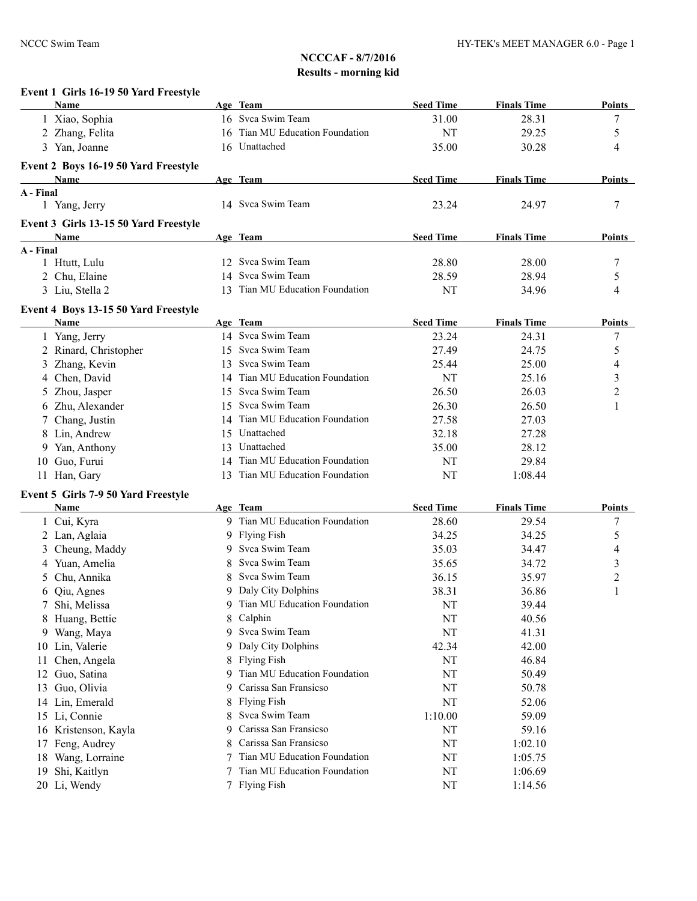## NCCCAF - 8/7/2016
## Results - morning kid

### Event 1 Girls 16-19 50 Yard Freestyle

| | Name | Age | Team | Seed Time | Finals Time | Points |
|---|---|---|---|---|---|---|
| 1 | Xiao, Sophia | 16 | Svca Swim Team | 31.00 | 28.31 | 7 |
| 2 | Zhang, Felita | 16 | Tian MU Education Foundation | NT | 29.25 | 5 |
| 3 | Yan, Joanne | 16 | Unattached | 35.00 | 30.28 | 4 |

### Event 2 Boys 16-19 50 Yard Freestyle

| | Name | Age | Team | Seed Time | Finals Time | Points |
|---|---|---|---|---|---|---|
| **A - Final** | | | | | | |
| 1 | Yang, Jerry | 14 | Svca Swim Team | 23.24 | 24.97 | 7 |

### Event 3 Girls 13-15 50 Yard Freestyle

| | Name | Age | Team | Seed Time | Finals Time | Points |
|---|---|---|---|---|---|---|
| **A - Final** | | | | | | |
| 1 | Htutt, Lulu | 12 | Svca Swim Team | 28.80 | 28.00 | 7 |
| 2 | Chu, Elaine | 14 | Svca Swim Team | 28.59 | 28.94 | 5 |
| 3 | Liu, Stella 2 | 13 | Tian MU Education Foundation | NT | 34.96 | 4 |

### Event 4 Boys 13-15 50 Yard Freestyle

| | Name | Age | Team | Seed Time | Finals Time | Points |
|---|---|---|---|---|---|---|
| 1 | Yang, Jerry | 14 | Svca Swim Team | 23.24 | 24.31 | 7 |
| 2 | Rinard, Christopher | 15 | Svca Swim Team | 27.49 | 24.75 | 5 |
| 3 | Zhang, Kevin | 13 | Svca Swim Team | 25.44 | 25.00 | 4 |
| 4 | Chen, David | 14 | Tian MU Education Foundation | NT | 25.16 | 3 |
| 5 | Zhou, Jasper | 15 | Svca Swim Team | 26.50 | 26.03 | 2 |
| 6 | Zhu, Alexander | 15 | Svca Swim Team | 26.30 | 26.50 | 1 |
| 7 | Chang, Justin | 14 | Tian MU Education Foundation | 27.58 | 27.03 | |
| 8 | Lin, Andrew | 15 | Unattached | 32.18 | 27.28 | |
| 9 | Yan, Anthony | 13 | Unattached | 35.00 | 28.12 | |
| 10 | Guo, Furui | 14 | Tian MU Education Foundation | NT | 29.84 | |
| 11 | Han, Gary | 13 | Tian MU Education Foundation | NT | 1:08.44 | |

### Event 5 Girls 7-9 50 Yard Freestyle

| | Name | Age | Team | Seed Time | Finals Time | Points |
|---|---|---|---|---|---|---|
| 1 | Cui, Kyra | 9 | Tian MU Education Foundation | 28.60 | 29.54 | 7 |
| 2 | Lan, Aglaia | 9 | Flying Fish | 34.25 | 34.25 | 5 |
| 3 | Cheung, Maddy | 9 | Svca Swim Team | 35.03 | 34.47 | 4 |
| 4 | Yuan, Amelia | 8 | Svca Swim Team | 35.65 | 34.72 | 3 |
| 5 | Chu, Annika | 8 | Svca Swim Team | 36.15 | 35.97 | 2 |
| 6 | Qiu, Agnes | 9 | Daly City Dolphins | 38.31 | 36.86 | 1 |
| 7 | Shi, Melissa | 9 | Tian MU Education Foundation | NT | 39.44 | |
| 8 | Huang, Bettie | 8 | Calphin | NT | 40.56 | |
| 9 | Wang, Maya | 9 | Svca Swim Team | NT | 41.31 | |
| 10 | Lin, Valerie | 9 | Daly City Dolphins | 42.34 | 42.00 | |
| 11 | Chen, Angela | 8 | Flying Fish | NT | 46.84 | |
| 12 | Guo, Satina | 9 | Tian MU Education Foundation | NT | 50.49 | |
| 13 | Guo, Olivia | 9 | Carissa San Fransicso | NT | 50.78 | |
| 14 | Lin, Emerald | 8 | Flying Fish | NT | 52.06 | |
| 15 | Li, Connie | 8 | Svca Swim Team | 1:10.00 | 59.09 | |
| 16 | Kristenson, Kayla | 9 | Carissa San Fransicso | NT | 59.16 | |
| 17 | Feng, Audrey | 8 | Carissa San Fransicso | NT | 1:02.10 | |
| 18 | Wang, Lorraine | 7 | Tian MU Education Foundation | NT | 1:05.75 | |
| 19 | Shi, Kaitlyn | 7 | Tian MU Education Foundation | NT | 1:06.69 | |
| 20 | Li, Wendy | 7 | Flying Fish | NT | 1:14.56 | |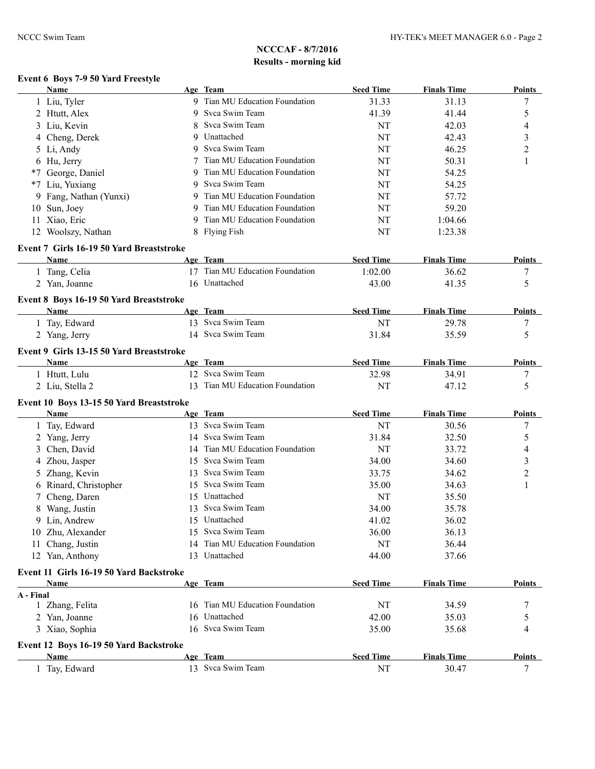## NCCCAF - 8/7/2016
## Results - morning kid

### Event 6 Boys 7-9 50 Yard Freestyle

| | Name | Age | Team | Seed Time | Finals Time | Points |
|---|---|---|---|---|---|---|
| 1 | Liu, Tyler | 9 | Tian MU Education Foundation | 31.33 | 31.13 | 7 |
| 2 | Htutt, Alex | 9 | Svca Swim Team | 41.39 | 41.44 | 5 |
| 3 | Liu, Kevin | 8 | Svca Swim Team | NT | 42.03 | 4 |
| 4 | Cheng, Derek | 9 | Unattached | NT | 42.43 | 3 |
| 5 | Li, Andy | 9 | Svca Swim Team | NT | 46.25 | 2 |
| 6 | Hu, Jerry | 7 | Tian MU Education Foundation | NT | 50.31 | 1 |
| *7 | George, Daniel | 9 | Tian MU Education Foundation | NT | 54.25 | |
| *7 | Liu, Yuxiang | 9 | Svca Swim Team | NT | 54.25 | |
| 9 | Fang, Nathan (Yunxi) | 9 | Tian MU Education Foundation | NT | 57.72 | |
| 10 | Sun, Joey | 9 | Tian MU Education Foundation | NT | 59.20 | |
| 11 | Xiao, Eric | 9 | Tian MU Education Foundation | NT | 1:04.66 | |
| 12 | Woolszy, Nathan | 8 | Flying Fish | NT | 1:23.38 | |

### Event 7 Girls 16-19 50 Yard Breaststroke

| | Name | Age | Team | Seed Time | Finals Time | Points |
|---|---|---|---|---|---|---|
| 1 | Tang, Celia | 17 | Tian MU Education Foundation | 1:02.00 | 36.62 | 7 |
| 2 | Yan, Joanne | 16 | Unattached | 43.00 | 41.35 | 5 |

### Event 8 Boys 16-19 50 Yard Breaststroke

| | Name | Age | Team | Seed Time | Finals Time | Points |
|---|---|---|---|---|---|---|
| 1 | Tay, Edward | 13 | Svca Swim Team | NT | 29.78 | 7 |
| 2 | Yang, Jerry | 14 | Svca Swim Team | 31.84 | 35.59 | 5 |

### Event 9 Girls 13-15 50 Yard Breaststroke

| | Name | Age | Team | Seed Time | Finals Time | Points |
|---|---|---|---|---|---|---|
| 1 | Htutt, Lulu | 12 | Svca Swim Team | 32.98 | 34.91 | 7 |
| 2 | Liu, Stella 2 | 13 | Tian MU Education Foundation | NT | 47.12 | 5 |

### Event 10 Boys 13-15 50 Yard Breaststroke

| | Name | Age | Team | Seed Time | Finals Time | Points |
|---|---|---|---|---|---|---|
| 1 | Tay, Edward | 13 | Svca Swim Team | NT | 30.56 | 7 |
| 2 | Yang, Jerry | 14 | Svca Swim Team | 31.84 | 32.50 | 5 |
| 3 | Chen, David | 14 | Tian MU Education Foundation | NT | 33.72 | 4 |
| 4 | Zhou, Jasper | 15 | Svca Swim Team | 34.00 | 34.60 | 3 |
| 5 | Zhang, Kevin | 13 | Svca Swim Team | 33.75 | 34.62 | 2 |
| 6 | Rinard, Christopher | 15 | Svca Swim Team | 35.00 | 34.63 | 1 |
| 7 | Cheng, Daren | 15 | Unattached | NT | 35.50 | |
| 8 | Wang, Justin | 13 | Svca Swim Team | 34.00 | 35.78 | |
| 9 | Lin, Andrew | 15 | Unattached | 41.02 | 36.02 | |
| 10 | Zhu, Alexander | 15 | Svca Swim Team | 36.00 | 36.13 | |
| 11 | Chang, Justin | 14 | Tian MU Education Foundation | NT | 36.44 | |
| 12 | Yan, Anthony | 13 | Unattached | 44.00 | 37.66 | |

### Event 11 Girls 16-19 50 Yard Backstroke

| | Name | Age | Team | Seed Time | Finals Time | Points |
|---|---|---|---|---|---|---|
| **A - Final** | | | | | | |
| 1 | Zhang, Felita | 16 | Tian MU Education Foundation | NT | 34.59 | 7 |
| 2 | Yan, Joanne | 16 | Unattached | 42.00 | 35.03 | 5 |
| 3 | Xiao, Sophia | 16 | Svca Swim Team | 35.00 | 35.68 | 4 |

### Event 12 Boys 16-19 50 Yard Backstroke

| | Name | Age | Team | Seed Time | Finals Time | Points |
|---|---|---|---|---|---|---|
| 1 | Tay, Edward | 13 | Svca Swim Team | NT | 30.47 | 7 |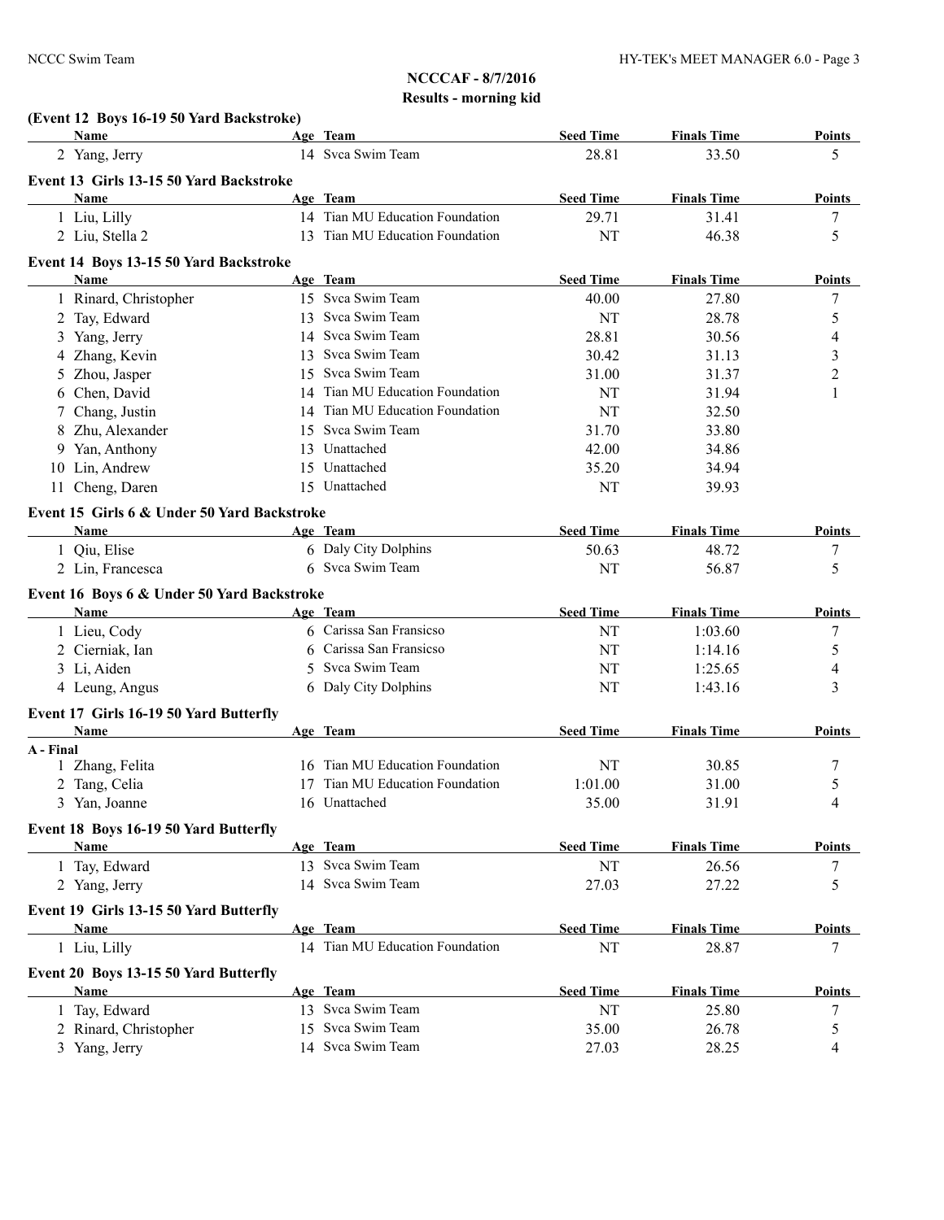## NCCCAF - 8/7/2016

## Results - morning kid

### (Event 12 Boys 16-19 50 Yard Backstroke)

| | Name | Age | Team | Seed Time | Finals Time | Points |
|---|---|---|---|---|---|---|
| 2 | Yang, Jerry | 14 | Svca Swim Team | 28.81 | 33.50 | 5 |

### Event 13 Girls 13-15 50 Yard Backstroke

| | Name | Age | Team | Seed Time | Finals Time | Points |
|---|---|---|---|---|---|---|
| 1 | Liu, Lilly | 14 | Tian MU Education Foundation | 29.71 | 31.41 | 7 |
| 2 | Liu, Stella 2 | 13 | Tian MU Education Foundation | NT | 46.38 | 5 |

### Event 14 Boys 13-15 50 Yard Backstroke

| | Name | Age | Team | Seed Time | Finals Time | Points |
|---|---|---|---|---|---|---|
| 1 | Rinard, Christopher | 15 | Svca Swim Team | 40.00 | 27.80 | 7 |
| 2 | Tay, Edward | 13 | Svca Swim Team | NT | 28.78 | 5 |
| 3 | Yang, Jerry | 14 | Svca Swim Team | 28.81 | 30.56 | 4 |
| 4 | Zhang, Kevin | 13 | Svca Swim Team | 30.42 | 31.13 | 3 |
| 5 | Zhou, Jasper | 15 | Svca Swim Team | 31.00 | 31.37 | 2 |
| 6 | Chen, David | 14 | Tian MU Education Foundation | NT | 31.94 | 1 |
| 7 | Chang, Justin | 14 | Tian MU Education Foundation | NT | 32.50 | |
| 8 | Zhu, Alexander | 15 | Svca Swim Team | 31.70 | 33.80 | |
| 9 | Yan, Anthony | 13 | Unattached | 42.00 | 34.86 | |
| 10 | Lin, Andrew | 15 | Unattached | 35.20 | 34.94 | |
| 11 | Cheng, Daren | 15 | Unattached | NT | 39.93 | |

### Event 15 Girls 6 & Under 50 Yard Backstroke

| | Name | Age | Team | Seed Time | Finals Time | Points |
|---|---|---|---|---|---|---|
| 1 | Qiu, Elise | 6 | Daly City Dolphins | 50.63 | 48.72 | 7 |
| 2 | Lin, Francesca | 6 | Svca Swim Team | NT | 56.87 | 5 |

### Event 16 Boys 6 & Under 50 Yard Backstroke

| | Name | Age | Team | Seed Time | Finals Time | Points |
|---|---|---|---|---|---|---|
| 1 | Lieu, Cody | 6 | Carissa San Fransicso | NT | 1:03.60 | 7 |
| 2 | Cierniak, Ian | 6 | Carissa San Fransicso | NT | 1:14.16 | 5 |
| 3 | Li, Aiden | 5 | Svca Swim Team | NT | 1:25.65 | 4 |
| 4 | Leung, Angus | 6 | Daly City Dolphins | NT | 1:43.16 | 3 |

### Event 17 Girls 16-19 50 Yard Butterfly

| | Name | Age | Team | Seed Time | Finals Time | Points |
|---|---|---|---|---|---|---|
| **A - Final** | | | | | | |
| 1 | Zhang, Felita | 16 | Tian MU Education Foundation | NT | 30.85 | 7 |
| 2 | Tang, Celia | 17 | Tian MU Education Foundation | 1:01.00 | 31.00 | 5 |
| 3 | Yan, Joanne | 16 | Unattached | 35.00 | 31.91 | 4 |

### Event 18 Boys 16-19 50 Yard Butterfly

| | Name | Age | Team | Seed Time | Finals Time | Points |
|---|---|---|---|---|---|---|
| 1 | Tay, Edward | 13 | Svca Swim Team | NT | 26.56 | 7 |
| 2 | Yang, Jerry | 14 | Svca Swim Team | 27.03 | 27.22 | 5 |

### Event 19 Girls 13-15 50 Yard Butterfly

| | Name | Age | Team | Seed Time | Finals Time | Points |
|---|---|---|---|---|---|---|
| 1 | Liu, Lilly | 14 | Tian MU Education Foundation | NT | 28.87 | 7 |

### Event 20 Boys 13-15 50 Yard Butterfly

| | Name | Age | Team | Seed Time | Finals Time | Points |
|---|---|---|---|---|---|---|
| 1 | Tay, Edward | 13 | Svca Swim Team | NT | 25.80 | 7 |
| 2 | Rinard, Christopher | 15 | Svca Swim Team | 35.00 | 26.78 | 5 |
| 3 | Yang, Jerry | 14 | Svca Swim Team | 27.03 | 28.25 | 4 |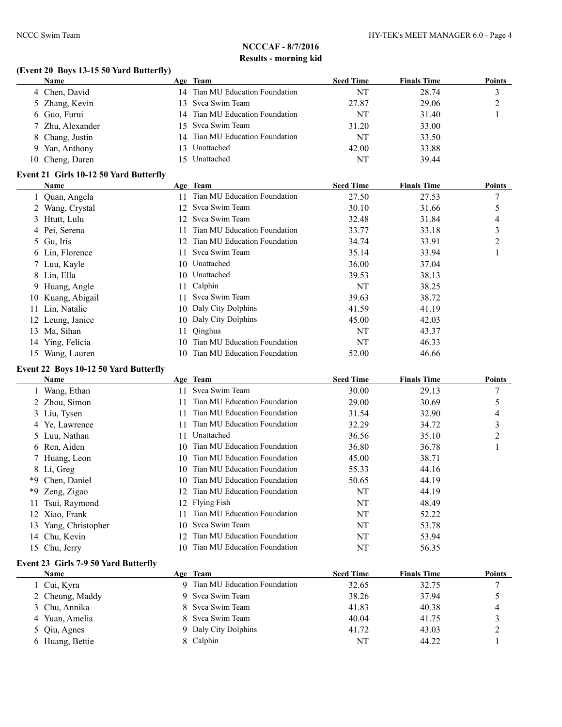## NCCCAF - 8/7/2016

### Results - morning kid

**(Event 20 Boys 13-15 50 Yard Butterfly)**

| | Name | Age | Team | Seed Time | Finals Time | Points |
|---|---|---|---|---|---|---|
| 4 | Chen, David | 14 | Tian MU Education Foundation | NT | 28.74 | 3 |
| 5 | Zhang, Kevin | 13 | Svca Swim Team | 27.87 | 29.06 | 2 |
| 6 | Guo, Furui | 14 | Tian MU Education Foundation | NT | 31.40 | 1 |
| 7 | Zhu, Alexander | 15 | Svca Swim Team | 31.20 | 33.00 | |
| 8 | Chang, Justin | 14 | Tian MU Education Foundation | NT | 33.50 | |
| 9 | Yan, Anthony | 13 | Unattached | 42.00 | 33.88 | |
| 10 | Cheng, Daren | 15 | Unattached | NT | 39.44 | |

**Event 21 Girls 10-12 50 Yard Butterfly**

| | Name | Age | Team | Seed Time | Finals Time | Points |
|---|---|---|---|---|---|---|
| 1 | Quan, Angela | 11 | Tian MU Education Foundation | 27.50 | 27.53 | 7 |
| 2 | Wang, Crystal | 12 | Svca Swim Team | 30.10 | 31.66 | 5 |
| 3 | Htutt, Lulu | 12 | Svca Swim Team | 32.48 | 31.84 | 4 |
| 4 | Pei, Serena | 11 | Tian MU Education Foundation | 33.77 | 33.18 | 3 |
| 5 | Gu, Iris | 12 | Tian MU Education Foundation | 34.74 | 33.91 | 2 |
| 6 | Lin, Florence | 11 | Svca Swim Team | 35.14 | 33.94 | 1 |
| 7 | Luu, Kayle | 10 | Unattached | 36.00 | 37.04 | |
| 8 | Lin, Ella | 10 | Unattached | 39.53 | 38.13 | |
| 9 | Huang, Angle | 11 | Calphin | NT | 38.25 | |
| 10 | Kuang, Abigail | 11 | Svca Swim Team | 39.63 | 38.72 | |
| 11 | Lin, Natalie | 10 | Daly City Dolphins | 41.59 | 41.19 | |
| 12 | Leung, Janice | 10 | Daly City Dolphins | 45.00 | 42.03 | |
| 13 | Ma, Sihan | 11 | Qinghua | NT | 43.37 | |
| 14 | Ying, Felicia | 10 | Tian MU Education Foundation | NT | 46.33 | |
| 15 | Wang, Lauren | 10 | Tian MU Education Foundation | 52.00 | 46.66 | |

**Event 22 Boys 10-12 50 Yard Butterfly**

| | Name | Age | Team | Seed Time | Finals Time | Points |
|---|---|---|---|---|---|---|
| 1 | Wang, Ethan | 11 | Svca Swim Team | 30.00 | 29.13 | 7 |
| 2 | Zhou, Simon | 11 | Tian MU Education Foundation | 29.00 | 30.69 | 5 |
| 3 | Liu, Tysen | 11 | Tian MU Education Foundation | 31.54 | 32.90 | 4 |
| 4 | Ye, Lawrence | 11 | Tian MU Education Foundation | 32.29 | 34.72 | 3 |
| 5 | Luu, Nathan | 11 | Unattached | 36.56 | 35.10 | 2 |
| 6 | Ren, Aiden | 10 | Tian MU Education Foundation | 36.80 | 36.78 | 1 |
| 7 | Huang, Leon | 10 | Tian MU Education Foundation | 45.00 | 38.71 | |
| 8 | Li, Greg | 10 | Tian MU Education Foundation | 55.33 | 44.16 | |
| *9 | Chen, Daniel | 10 | Tian MU Education Foundation | 50.65 | 44.19 | |
| *9 | Zeng, Zigao | 12 | Tian MU Education Foundation | NT | 44.19 | |
| 11 | Tsui, Raymond | 12 | Flying Fish | NT | 48.49 | |
| 12 | Xiao, Frank | 11 | Tian MU Education Foundation | NT | 52.22 | |
| 13 | Yang, Christopher | 10 | Svca Swim Team | NT | 53.78 | |
| 14 | Chu, Kevin | 12 | Tian MU Education Foundation | NT | 53.94 | |
| 15 | Chu, Jerry | 10 | Tian MU Education Foundation | NT | 56.35 | |

**Event 23 Girls 7-9 50 Yard Butterfly**

| | Name | Age | Team | Seed Time | Finals Time | Points |
|---|---|---|---|---|---|---|
| 1 | Cui, Kyra | 9 | Tian MU Education Foundation | 32.65 | 32.75 | 7 |
| 2 | Cheung, Maddy | 9 | Svca Swim Team | 38.26 | 37.94 | 5 |
| 3 | Chu, Annika | 8 | Svca Swim Team | 41.83 | 40.38 | 4 |
| 4 | Yuan, Amelia | 8 | Svca Swim Team | 40.04 | 41.75 | 3 |
| 5 | Qiu, Agnes | 9 | Daly City Dolphins | 41.72 | 43.03 | 2 |
| 6 | Huang, Bettie | 8 | Calphin | NT | 44.22 | 1 |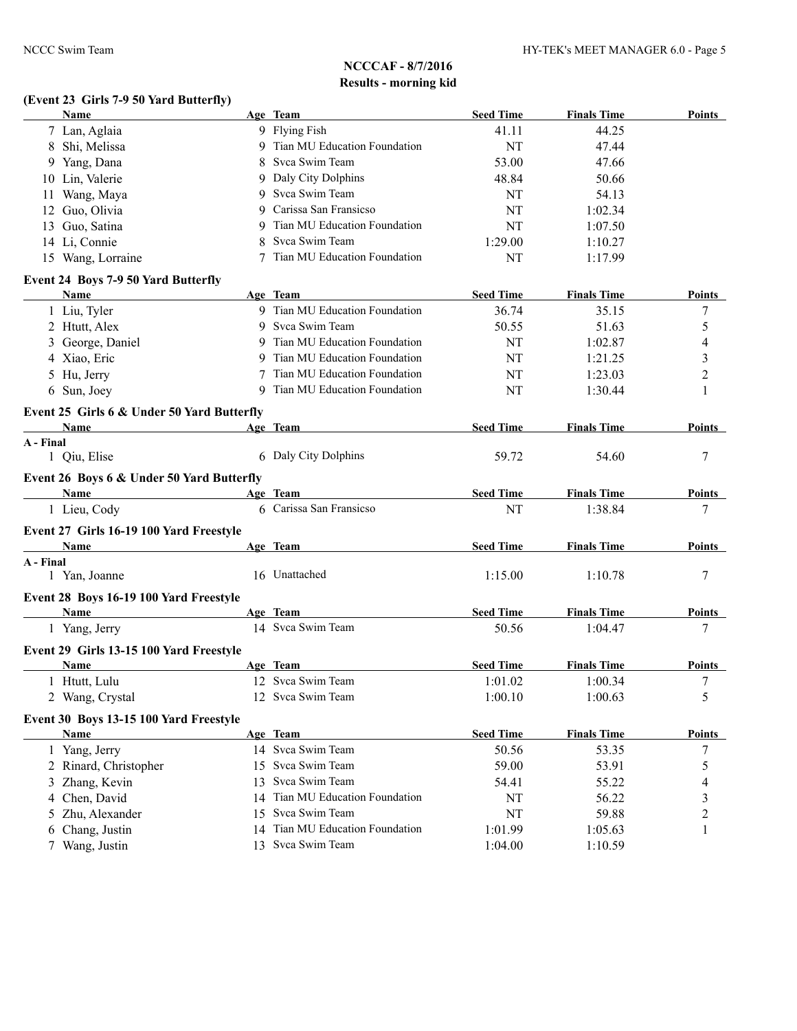## NCCCAF - 8/7/2016
## Results - morning kid

### (Event 23 Girls 7-9 50 Yard Butterfly)

| | Name | Age | Team | Seed Time | Finals Time | Points |
|---|---|---|---|---|---|---|
| 7 | Lan, Aglaia | 9 | Flying Fish | 41.11 | 44.25 | |
| 8 | Shi, Melissa | 9 | Tian MU Education Foundation | NT | 47.44 | |
| 9 | Yang, Dana | 8 | Svca Swim Team | 53.00 | 47.66 | |
| 10 | Lin, Valerie | 9 | Daly City Dolphins | 48.84 | 50.66 | |
| 11 | Wang, Maya | 9 | Svca Swim Team | NT | 54.13 | |
| 12 | Guo, Olivia | 9 | Carissa San Fransicso | NT | 1:02.34 | |
| 13 | Guo, Satina | 9 | Tian MU Education Foundation | NT | 1:07.50 | |
| 14 | Li, Connie | 8 | Svca Swim Team | 1:29.00 | 1:10.27 | |
| 15 | Wang, Lorraine | 7 | Tian MU Education Foundation | NT | 1:17.99 | |

### Event 24 Boys 7-9 50 Yard Butterfly

| | Name | Age | Team | Seed Time | Finals Time | Points |
|---|---|---|---|---|---|---|
| 1 | Liu, Tyler | 9 | Tian MU Education Foundation | 36.74 | 35.15 | 7 |
| 2 | Htutt, Alex | 9 | Svca Swim Team | 50.55 | 51.63 | 5 |
| 3 | George, Daniel | 9 | Tian MU Education Foundation | NT | 1:02.87 | 4 |
| 4 | Xiao, Eric | 9 | Tian MU Education Foundation | NT | 1:21.25 | 3 |
| 5 | Hu, Jerry | 7 | Tian MU Education Foundation | NT | 1:23.03 | 2 |
| 6 | Sun, Joey | 9 | Tian MU Education Foundation | NT | 1:30.44 | 1 |

### Event 25 Girls 6 & Under 50 Yard Butterfly

| | Name | Age | Team | Seed Time | Finals Time | Points |
|---|---|---|---|---|---|---|
| **A - Final** | | | | | | |
| 1 | Qiu, Elise | 6 | Daly City Dolphins | 59.72 | 54.60 | 7 |

### Event 26 Boys 6 & Under 50 Yard Butterfly

| | Name | Age | Team | Seed Time | Finals Time | Points |
|---|---|---|---|---|---|---|
| 1 | Lieu, Cody | 6 | Carissa San Fransicso | NT | 1:38.84 | 7 |

### Event 27 Girls 16-19 100 Yard Freestyle

| | Name | Age | Team | Seed Time | Finals Time | Points |
|---|---|---|---|---|---|---|
| **A - Final** | | | | | | |
| 1 | Yan, Joanne | 16 | Unattached | 1:15.00 | 1:10.78 | 7 |

### Event 28 Boys 16-19 100 Yard Freestyle

| | Name | Age | Team | Seed Time | Finals Time | Points |
|---|---|---|---|---|---|---|
| 1 | Yang, Jerry | 14 | Svca Swim Team | 50.56 | 1:04.47 | 7 |

### Event 29 Girls 13-15 100 Yard Freestyle

| | Name | Age | Team | Seed Time | Finals Time | Points |
|---|---|---|---|---|---|---|
| 1 | Htutt, Lulu | 12 | Svca Swim Team | 1:01.02 | 1:00.34 | 7 |
| 2 | Wang, Crystal | 12 | Svca Swim Team | 1:00.10 | 1:00.63 | 5 |

### Event 30 Boys 13-15 100 Yard Freestyle

| | Name | Age | Team | Seed Time | Finals Time | Points |
|---|---|---|---|---|---|---|
| 1 | Yang, Jerry | 14 | Svca Swim Team | 50.56 | 53.35 | 7 |
| 2 | Rinard, Christopher | 15 | Svca Swim Team | 59.00 | 53.91 | 5 |
| 3 | Zhang, Kevin | 13 | Svca Swim Team | 54.41 | 55.22 | 4 |
| 4 | Chen, David | 14 | Tian MU Education Foundation | NT | 56.22 | 3 |
| 5 | Zhu, Alexander | 15 | Svca Swim Team | NT | 59.88 | 2 |
| 6 | Chang, Justin | 14 | Tian MU Education Foundation | 1:01.99 | 1:05.63 | 1 |
| 7 | Wang, Justin | 13 | Svca Swim Team | 1:04.00 | 1:10.59 | |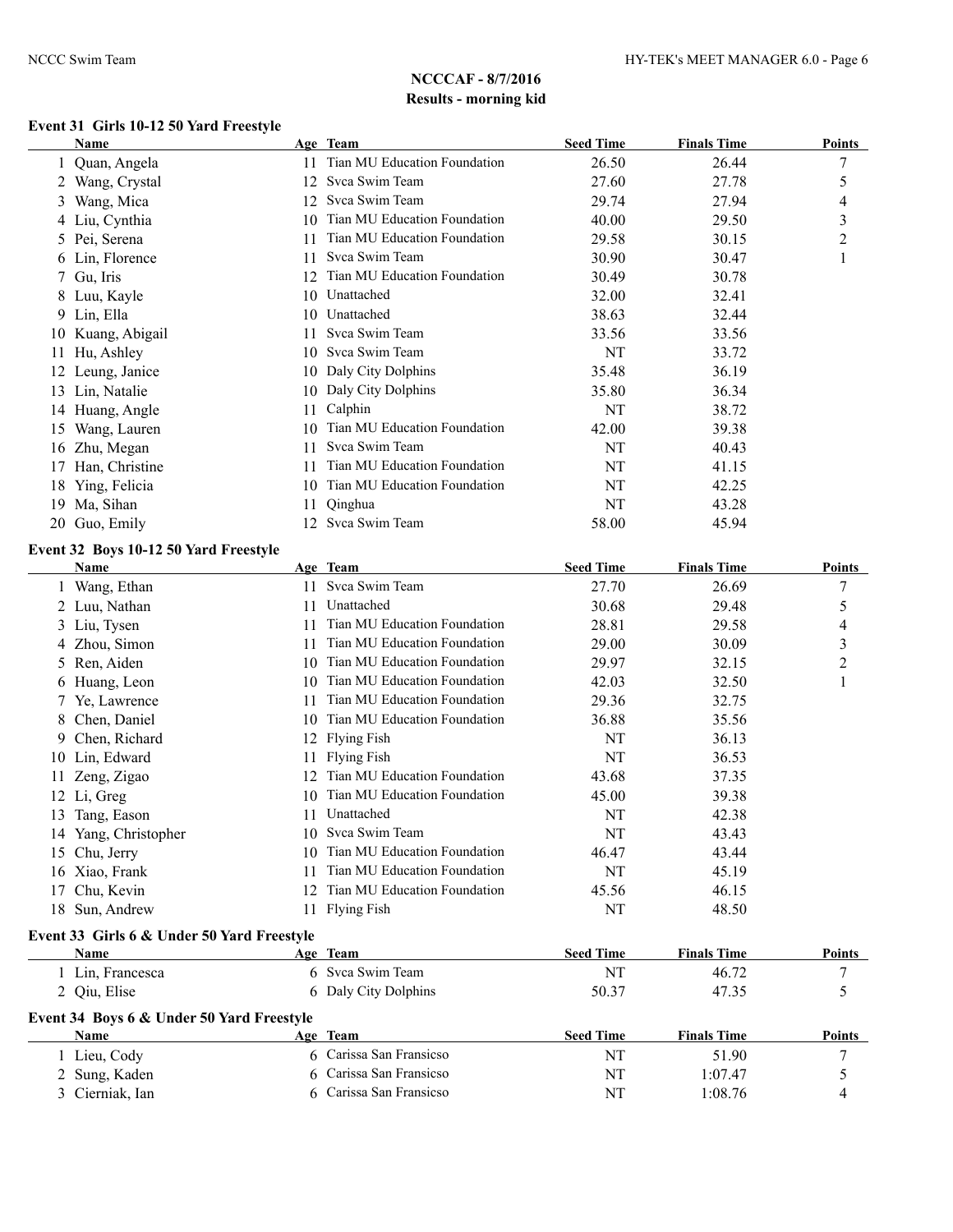## NCCCAF - 8/7/2016

## Results - morning kid

### Event 31 Girls 10-12 50 Yard Freestyle

| | Name | Age | Team | Seed Time | Finals Time | Points |
|---|---|---|---|---|---|---|
| 1 | Quan, Angela | 11 | Tian MU Education Foundation | 26.50 | 26.44 | 7 |
| 2 | Wang, Crystal | 12 | Svca Swim Team | 27.60 | 27.78 | 5 |
| 3 | Wang, Mica | 12 | Svca Swim Team | 29.74 | 27.94 | 4 |
| 4 | Liu, Cynthia | 10 | Tian MU Education Foundation | 40.00 | 29.50 | 3 |
| 5 | Pei, Serena | 11 | Tian MU Education Foundation | 29.58 | 30.15 | 2 |
| 6 | Lin, Florence | 11 | Svca Swim Team | 30.90 | 30.47 | 1 |
| 7 | Gu, Iris | 12 | Tian MU Education Foundation | 30.49 | 30.78 | |
| 8 | Luu, Kayle | 10 | Unattached | 32.00 | 32.41 | |
| 9 | Lin, Ella | 10 | Unattached | 38.63 | 32.44 | |
| 10 | Kuang, Abigail | 11 | Svca Swim Team | 33.56 | 33.56 | |
| 11 | Hu, Ashley | 10 | Svca Swim Team | NT | 33.72 | |
| 12 | Leung, Janice | 10 | Daly City Dolphins | 35.48 | 36.19 | |
| 13 | Lin, Natalie | 10 | Daly City Dolphins | 35.80 | 36.34 | |
| 14 | Huang, Angle | 11 | Calphin | NT | 38.72 | |
| 15 | Wang, Lauren | 10 | Tian MU Education Foundation | 42.00 | 39.38 | |
| 16 | Zhu, Megan | 11 | Svca Swim Team | NT | 40.43 | |
| 17 | Han, Christine | 11 | Tian MU Education Foundation | NT | 41.15 | |
| 18 | Ying, Felicia | 10 | Tian MU Education Foundation | NT | 42.25 | |
| 19 | Ma, Sihan | 11 | Qinghua | NT | 43.28 | |
| 20 | Guo, Emily | 12 | Svca Swim Team | 58.00 | 45.94 | |

### Event 32 Boys 10-12 50 Yard Freestyle

| | Name | Age | Team | Seed Time | Finals Time | Points |
|---|---|---|---|---|---|---|
| 1 | Wang, Ethan | 11 | Svca Swim Team | 27.70 | 26.69 | 7 |
| 2 | Luu, Nathan | 11 | Unattached | 30.68 | 29.48 | 5 |
| 3 | Liu, Tysen | 11 | Tian MU Education Foundation | 28.81 | 29.58 | 4 |
| 4 | Zhou, Simon | 11 | Tian MU Education Foundation | 29.00 | 30.09 | 3 |
| 5 | Ren, Aiden | 10 | Tian MU Education Foundation | 29.97 | 32.15 | 2 |
| 6 | Huang, Leon | 10 | Tian MU Education Foundation | 42.03 | 32.50 | 1 |
| 7 | Ye, Lawrence | 11 | Tian MU Education Foundation | 29.36 | 32.75 | |
| 8 | Chen, Daniel | 10 | Tian MU Education Foundation | 36.88 | 35.56 | |
| 9 | Chen, Richard | 12 | Flying Fish | NT | 36.13 | |
| 10 | Lin, Edward | 11 | Flying Fish | NT | 36.53 | |
| 11 | Zeng, Zigao | 12 | Tian MU Education Foundation | 43.68 | 37.35 | |
| 12 | Li, Greg | 10 | Tian MU Education Foundation | 45.00 | 39.38 | |
| 13 | Tang, Eason | 11 | Unattached | NT | 42.38 | |
| 14 | Yang, Christopher | 10 | Svca Swim Team | NT | 43.43 | |
| 15 | Chu, Jerry | 10 | Tian MU Education Foundation | 46.47 | 43.44 | |
| 16 | Xiao, Frank | 11 | Tian MU Education Foundation | NT | 45.19 | |
| 17 | Chu, Kevin | 12 | Tian MU Education Foundation | 45.56 | 46.15 | |
| 18 | Sun, Andrew | 11 | Flying Fish | NT | 48.50 | |

### Event 33 Girls 6 & Under 50 Yard Freestyle

| | Name | Age | Team | Seed Time | Finals Time | Points |
|---|---|---|---|---|---|---|
| 1 | Lin, Francesca | 6 | Svca Swim Team | NT | 46.72 | 7 |
| 2 | Qiu, Elise | 6 | Daly City Dolphins | 50.37 | 47.35 | 5 |

### Event 34 Boys 6 & Under 50 Yard Freestyle

| | Name | Age | Team | Seed Time | Finals Time | Points |
|---|---|---|---|---|---|---|
| 1 | Lieu, Cody | 6 | Carissa San Fransicso | NT | 51.90 | 7 |
| 2 | Sung, Kaden | 6 | Carissa San Fransicso | NT | 1:07.47 | 5 |
| 3 | Cierniak, Ian | 6 | Carissa San Fransicso | NT | 1:08.76 | 4 |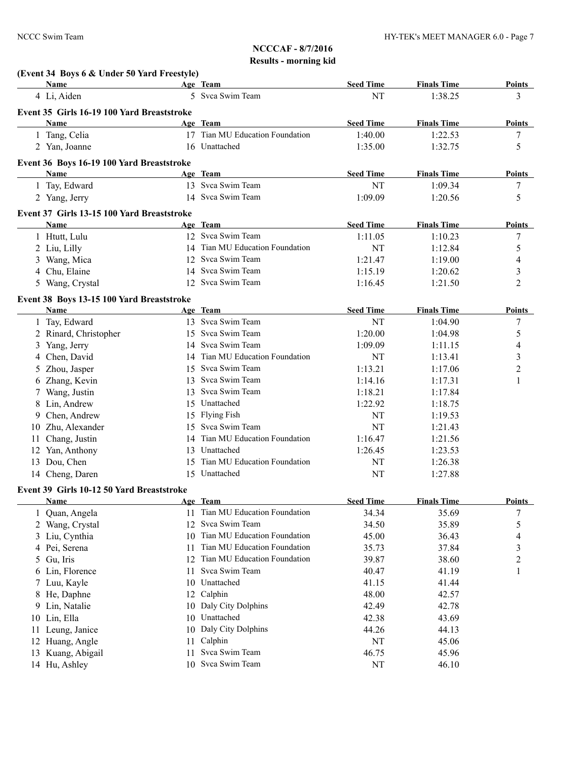## NCCCAF - 8/7/2016
### Results - morning kid

**(Event 34 Boys 6 & Under 50 Yard Freestyle)**

| | Name | Age | Team | Seed Time | Finals Time | Points |
|---|---|---|---|---|---|---|
| 4 | Li, Aiden | 5 | Svca Swim Team | NT | 1:38.25 | 3 |

**Event 35 Girls 16-19 100 Yard Breaststroke**

| | Name | Age | Team | Seed Time | Finals Time | Points |
|---|---|---|---|---|---|---|
| 1 | Tang, Celia | 17 | Tian MU Education Foundation | 1:40.00 | 1:22.53 | 7 |
| 2 | Yan, Joanne | 16 | Unattached | 1:35.00 | 1:32.75 | 5 |

**Event 36 Boys 16-19 100 Yard Breaststroke**

| | Name | Age | Team | Seed Time | Finals Time | Points |
|---|---|---|---|---|---|---|
| 1 | Tay, Edward | 13 | Svca Swim Team | NT | 1:09.34 | 7 |
| 2 | Yang, Jerry | 14 | Svca Swim Team | 1:09.09 | 1:20.56 | 5 |

**Event 37 Girls 13-15 100 Yard Breaststroke**

| | Name | Age | Team | Seed Time | Finals Time | Points |
|---|---|---|---|---|---|---|
| 1 | Htutt, Lulu | 12 | Svca Swim Team | 1:11.05 | 1:10.23 | 7 |
| 2 | Liu, Lilly | 14 | Tian MU Education Foundation | NT | 1:12.84 | 5 |
| 3 | Wang, Mica | 12 | Svca Swim Team | 1:21.47 | 1:19.00 | 4 |
| 4 | Chu, Elaine | 14 | Svca Swim Team | 1:15.19 | 1:20.62 | 3 |
| 5 | Wang, Crystal | 12 | Svca Swim Team | 1:16.45 | 1:21.50 | 2 |

**Event 38 Boys 13-15 100 Yard Breaststroke**

| | Name | Age | Team | Seed Time | Finals Time | Points |
|---|---|---|---|---|---|---|
| 1 | Tay, Edward | 13 | Svca Swim Team | NT | 1:04.90 | 7 |
| 2 | Rinard, Christopher | 15 | Svca Swim Team | 1:20.00 | 1:04.98 | 5 |
| 3 | Yang, Jerry | 14 | Svca Swim Team | 1:09.09 | 1:11.15 | 4 |
| 4 | Chen, David | 14 | Tian MU Education Foundation | NT | 1:13.41 | 3 |
| 5 | Zhou, Jasper | 15 | Svca Swim Team | 1:13.21 | 1:17.06 | 2 |
| 6 | Zhang, Kevin | 13 | Svca Swim Team | 1:14.16 | 1:17.31 | 1 |
| 7 | Wang, Justin | 13 | Svca Swim Team | 1:18.21 | 1:17.84 | |
| 8 | Lin, Andrew | 15 | Unattached | 1:22.92 | 1:18.75 | |
| 9 | Chen, Andrew | 15 | Flying Fish | NT | 1:19.53 | |
| 10 | Zhu, Alexander | 15 | Svca Swim Team | NT | 1:21.43 | |
| 11 | Chang, Justin | 14 | Tian MU Education Foundation | 1:16.47 | 1:21.56 | |
| 12 | Yan, Anthony | 13 | Unattached | 1:26.45 | 1:23.53 | |
| 13 | Dou, Chen | 15 | Tian MU Education Foundation | NT | 1:26.38 | |
| 14 | Cheng, Daren | 15 | Unattached | NT | 1:27.88 | |

**Event 39 Girls 10-12 50 Yard Breaststroke**

| | Name | Age | Team | Seed Time | Finals Time | Points |
|---|---|---|---|---|---|---|
| 1 | Quan, Angela | 11 | Tian MU Education Foundation | 34.34 | 35.69 | 7 |
| 2 | Wang, Crystal | 12 | Svca Swim Team | 34.50 | 35.89 | 5 |
| 3 | Liu, Cynthia | 10 | Tian MU Education Foundation | 45.00 | 36.43 | 4 |
| 4 | Pei, Serena | 11 | Tian MU Education Foundation | 35.73 | 37.84 | 3 |
| 5 | Gu, Iris | 12 | Tian MU Education Foundation | 39.87 | 38.60 | 2 |
| 6 | Lin, Florence | 11 | Svca Swim Team | 40.47 | 41.19 | 1 |
| 7 | Luu, Kayle | 10 | Unattached | 41.15 | 41.44 | |
| 8 | He, Daphne | 12 | Calphin | 48.00 | 42.57 | |
| 9 | Lin, Natalie | 10 | Daly City Dolphins | 42.49 | 42.78 | |
| 10 | Lin, Ella | 10 | Unattached | 42.38 | 43.69 | |
| 11 | Leung, Janice | 10 | Daly City Dolphins | 44.26 | 44.13 | |
| 12 | Huang, Angle | 11 | Calphin | NT | 45.06 | |
| 13 | Kuang, Abigail | 11 | Svca Swim Team | 46.75 | 45.96 | |
| 14 | Hu, Ashley | 10 | Svca Swim Team | NT | 46.10 | |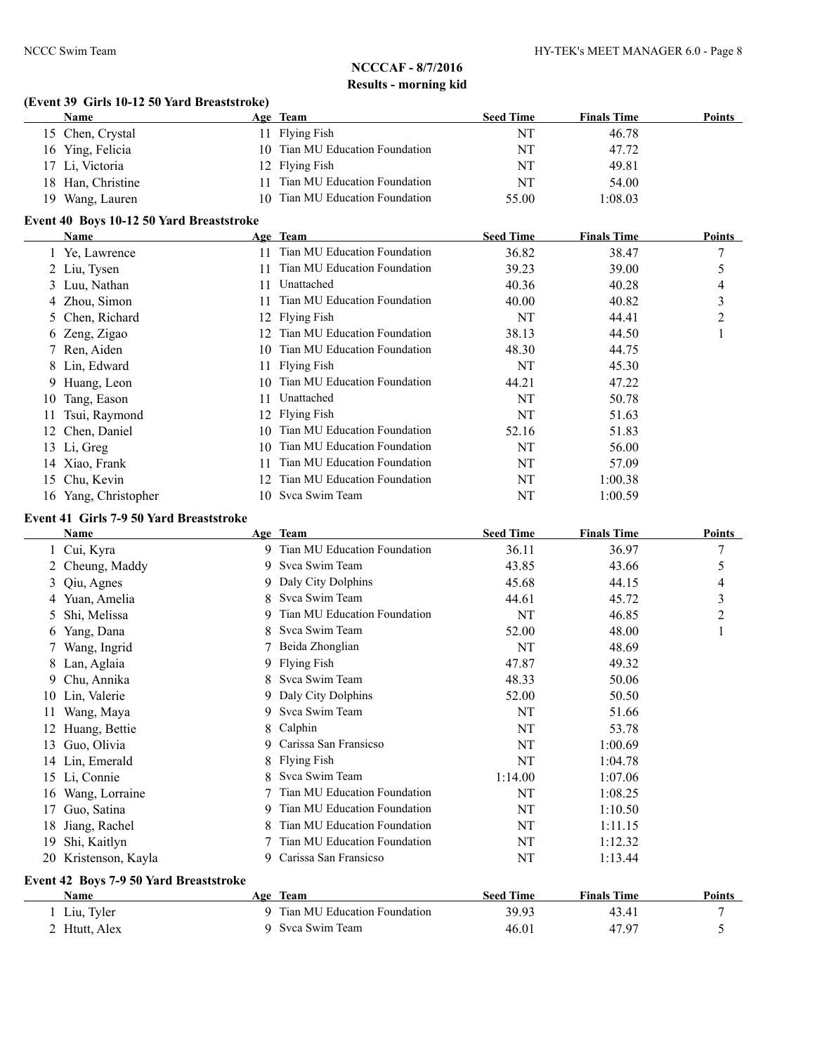## NCCCAF - 8/7/2016
### Results - morning kid

**(Event 39 Girls 10-12 50 Yard Breaststroke)**

| | Name | Age | Team | Seed Time | Finals Time | Points |
|---|---|---|---|---|---|---|
| 15 | Chen, Crystal | 11 | Flying Fish | NT | 46.78 | |
| 16 | Ying, Felicia | 10 | Tian MU Education Foundation | NT | 47.72 | |
| 17 | Li, Victoria | 12 | Flying Fish | NT | 49.81 | |
| 18 | Han, Christine | 11 | Tian MU Education Foundation | NT | 54.00 | |
| 19 | Wang, Lauren | 10 | Tian MU Education Foundation | 55.00 | 1:08.03 | |

**Event 40 Boys 10-12 50 Yard Breaststroke**

| | Name | Age | Team | Seed Time | Finals Time | Points |
|---|---|---|---|---|---|---|
| 1 | Ye, Lawrence | 11 | Tian MU Education Foundation | 36.82 | 38.47 | 7 |
| 2 | Liu, Tysen | 11 | Tian MU Education Foundation | 39.23 | 39.00 | 5 |
| 3 | Luu, Nathan | 11 | Unattached | 40.36 | 40.28 | 4 |
| 4 | Zhou, Simon | 11 | Tian MU Education Foundation | 40.00 | 40.82 | 3 |
| 5 | Chen, Richard | 12 | Flying Fish | NT | 44.41 | 2 |
| 6 | Zeng, Zigao | 12 | Tian MU Education Foundation | 38.13 | 44.50 | 1 |
| 7 | Ren, Aiden | 10 | Tian MU Education Foundation | 48.30 | 44.75 | |
| 8 | Lin, Edward | 11 | Flying Fish | NT | 45.30 | |
| 9 | Huang, Leon | 10 | Tian MU Education Foundation | 44.21 | 47.22 | |
| 10 | Tang, Eason | 11 | Unattached | NT | 50.78 | |
| 11 | Tsui, Raymond | 12 | Flying Fish | NT | 51.63 | |
| 12 | Chen, Daniel | 10 | Tian MU Education Foundation | 52.16 | 51.83 | |
| 13 | Li, Greg | 10 | Tian MU Education Foundation | NT | 56.00 | |
| 14 | Xiao, Frank | 11 | Tian MU Education Foundation | NT | 57.09 | |
| 15 | Chu, Kevin | 12 | Tian MU Education Foundation | NT | 1:00.38 | |
| 16 | Yang, Christopher | 10 | Svca Swim Team | NT | 1:00.59 | |

**Event 41 Girls 7-9 50 Yard Breaststroke**

| | Name | Age | Team | Seed Time | Finals Time | Points |
|---|---|---|---|---|---|---|
| 1 | Cui, Kyra | 9 | Tian MU Education Foundation | 36.11 | 36.97 | 7 |
| 2 | Cheung, Maddy | 9 | Svca Swim Team | 43.85 | 43.66 | 5 |
| 3 | Qiu, Agnes | 9 | Daly City Dolphins | 45.68 | 44.15 | 4 |
| 4 | Yuan, Amelia | 8 | Svca Swim Team | 44.61 | 45.72 | 3 |
| 5 | Shi, Melissa | 9 | Tian MU Education Foundation | NT | 46.85 | 2 |
| 6 | Yang, Dana | 8 | Svca Swim Team | 52.00 | 48.00 | 1 |
| 7 | Wang, Ingrid | 7 | Beida Zhonglian | NT | 48.69 | |
| 8 | Lan, Aglaia | 9 | Flying Fish | 47.87 | 49.32 | |
| 9 | Chu, Annika | 8 | Svca Swim Team | 48.33 | 50.06 | |
| 10 | Lin, Valerie | 9 | Daly City Dolphins | 52.00 | 50.50 | |
| 11 | Wang, Maya | 9 | Svca Swim Team | NT | 51.66 | |
| 12 | Huang, Bettie | 8 | Calphin | NT | 53.78 | |
| 13 | Guo, Olivia | 9 | Carissa San Fransicso | NT | 1:00.69 | |
| 14 | Lin, Emerald | 8 | Flying Fish | NT | 1:04.78 | |
| 15 | Li, Connie | 8 | Svca Swim Team | 1:14.00 | 1:07.06 | |
| 16 | Wang, Lorraine | 7 | Tian MU Education Foundation | NT | 1:08.25 | |
| 17 | Guo, Satina | 9 | Tian MU Education Foundation | NT | 1:10.50 | |
| 18 | Jiang, Rachel | 8 | Tian MU Education Foundation | NT | 1:11.15 | |
| 19 | Shi, Kaitlyn | 7 | Tian MU Education Foundation | NT | 1:12.32 | |
| 20 | Kristenson, Kayla | 9 | Carissa San Fransicso | NT | 1:13.44 | |

**Event 42 Boys 7-9 50 Yard Breaststroke**

| | Name | Age | Team | Seed Time | Finals Time | Points |
|---|---|---|---|---|---|---|
| 1 | Liu, Tyler | 9 | Tian MU Education Foundation | 39.93 | 43.41 | 7 |
| 2 | Htutt, Alex | 9 | Svca Swim Team | 46.01 | 47.97 | 5 |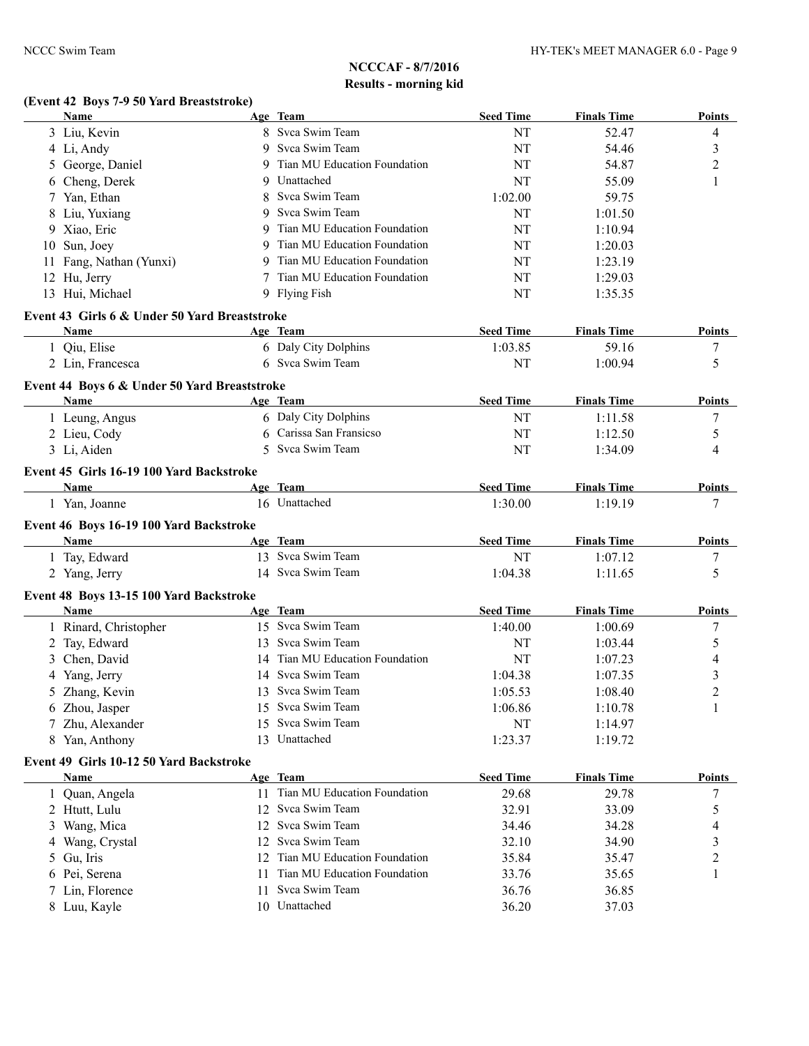## NCCCAF - 8/7/2016
## Results - morning kid

### (Event 42 Boys 7-9 50 Yard Breaststroke)

| | Name | Age | Team | Seed Time | Finals Time | Points |
|---|---|---|---|---|---|---|
| 3 | Liu, Kevin | 8 | Svca Swim Team | NT | 52.47 | 4 |
| 4 | Li, Andy | 9 | Svca Swim Team | NT | 54.46 | 3 |
| 5 | George, Daniel | 9 | Tian MU Education Foundation | NT | 54.87 | 2 |
| 6 | Cheng, Derek | 9 | Unattached | NT | 55.09 | 1 |
| 7 | Yan, Ethan | 8 | Svca Swim Team | 1:02.00 | 59.75 | |
| 8 | Liu, Yuxiang | 9 | Svca Swim Team | NT | 1:01.50 | |
| 9 | Xiao, Eric | 9 | Tian MU Education Foundation | NT | 1:10.94 | |
| 10 | Sun, Joey | 9 | Tian MU Education Foundation | NT | 1:20.03 | |
| 11 | Fang, Nathan (Yunxi) | 9 | Tian MU Education Foundation | NT | 1:23.19 | |
| 12 | Hu, Jerry | 7 | Tian MU Education Foundation | NT | 1:29.03 | |
| 13 | Hui, Michael | 9 | Flying Fish | NT | 1:35.35 | |

### Event 43 Girls 6 & Under 50 Yard Breaststroke

| | Name | Age | Team | Seed Time | Finals Time | Points |
|---|---|---|---|---|---|---|
| 1 | Qiu, Elise | 6 | Daly City Dolphins | 1:03.85 | 59.16 | 7 |
| 2 | Lin, Francesca | 6 | Svca Swim Team | NT | 1:00.94 | 5 |

### Event 44 Boys 6 & Under 50 Yard Breaststroke

| | Name | Age | Team | Seed Time | Finals Time | Points |
|---|---|---|---|---|---|---|
| 1 | Leung, Angus | 6 | Daly City Dolphins | NT | 1:11.58 | 7 |
| 2 | Lieu, Cody | 6 | Carissa San Fransicso | NT | 1:12.50 | 5 |
| 3 | Li, Aiden | 5 | Svca Swim Team | NT | 1:34.09 | 4 |

### Event 45 Girls 16-19 100 Yard Backstroke

| | Name | Age | Team | Seed Time | Finals Time | Points |
|---|---|---|---|---|---|---|
| 1 | Yan, Joanne | 16 | Unattached | 1:30.00 | 1:19.19 | 7 |

### Event 46 Boys 16-19 100 Yard Backstroke

| | Name | Age | Team | Seed Time | Finals Time | Points |
|---|---|---|---|---|---|---|
| 1 | Tay, Edward | 13 | Svca Swim Team | NT | 1:07.12 | 7 |
| 2 | Yang, Jerry | 14 | Svca Swim Team | 1:04.38 | 1:11.65 | 5 |

### Event 48 Boys 13-15 100 Yard Backstroke

| | Name | Age | Team | Seed Time | Finals Time | Points |
|---|---|---|---|---|---|---|
| 1 | Rinard, Christopher | 15 | Svca Swim Team | 1:40.00 | 1:00.69 | 7 |
| 2 | Tay, Edward | 13 | Svca Swim Team | NT | 1:03.44 | 5 |
| 3 | Chen, David | 14 | Tian MU Education Foundation | NT | 1:07.23 | 4 |
| 4 | Yang, Jerry | 14 | Svca Swim Team | 1:04.38 | 1:07.35 | 3 |
| 5 | Zhang, Kevin | 13 | Svca Swim Team | 1:05.53 | 1:08.40 | 2 |
| 6 | Zhou, Jasper | 15 | Svca Swim Team | 1:06.86 | 1:10.78 | 1 |
| 7 | Zhu, Alexander | 15 | Svca Swim Team | NT | 1:14.97 | |
| 8 | Yan, Anthony | 13 | Unattached | 1:23.37 | 1:19.72 | |

### Event 49 Girls 10-12 50 Yard Backstroke

| | Name | Age | Team | Seed Time | Finals Time | Points |
|---|---|---|---|---|---|---|
| 1 | Quan, Angela | 11 | Tian MU Education Foundation | 29.68 | 29.78 | 7 |
| 2 | Htutt, Lulu | 12 | Svca Swim Team | 32.91 | 33.09 | 5 |
| 3 | Wang, Mica | 12 | Svca Swim Team | 34.46 | 34.28 | 4 |
| 4 | Wang, Crystal | 12 | Svca Swim Team | 32.10 | 34.90 | 3 |
| 5 | Gu, Iris | 12 | Tian MU Education Foundation | 35.84 | 35.47 | 2 |
| 6 | Pei, Serena | 11 | Tian MU Education Foundation | 33.76 | 35.65 | 1 |
| 7 | Lin, Florence | 11 | Svca Swim Team | 36.76 | 36.85 | |
| 8 | Luu, Kayle | 10 | Unattached | 36.20 | 37.03 | |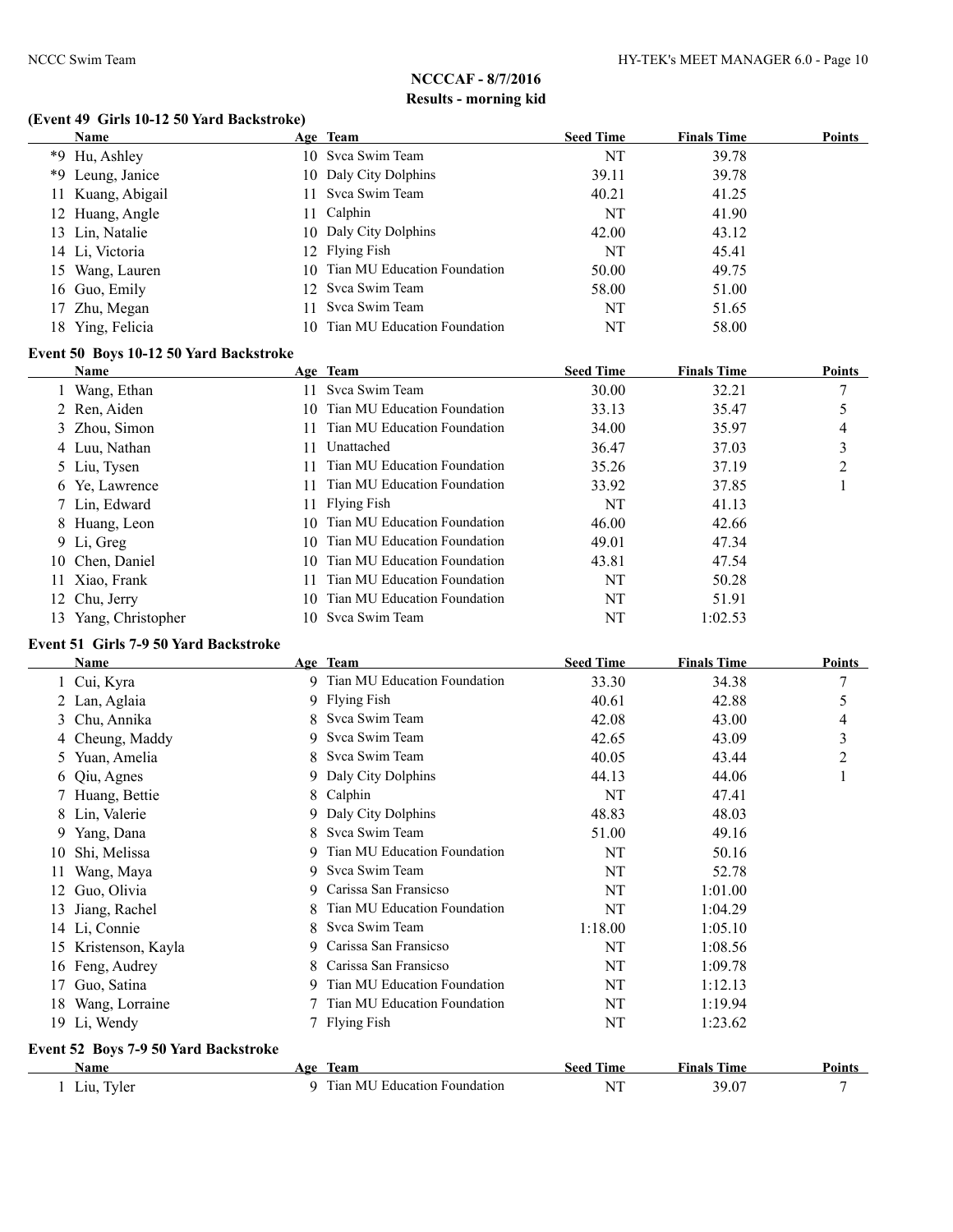## NCCCAF - 8/7/2016
## Results - morning kid

### (Event 49 Girls 10-12 50 Yard Backstroke)

| | Name | Age | Team | Seed Time | Finals Time | Points |
|---|---|---|---|---|---|---|
| *9 | Hu, Ashley | 10 | Svca Swim Team | NT | 39.78 | |
| *9 | Leung, Janice | 10 | Daly City Dolphins | 39.11 | 39.78 | |
| 11 | Kuang, Abigail | 11 | Svca Swim Team | 40.21 | 41.25 | |
| 12 | Huang, Angle | 11 | Calphin | NT | 41.90 | |
| 13 | Lin, Natalie | 10 | Daly City Dolphins | 42.00 | 43.12 | |
| 14 | Li, Victoria | 12 | Flying Fish | NT | 45.41 | |
| 15 | Wang, Lauren | 10 | Tian MU Education Foundation | 50.00 | 49.75 | |
| 16 | Guo, Emily | 12 | Svca Swim Team | 58.00 | 51.00 | |
| 17 | Zhu, Megan | 11 | Svca Swim Team | NT | 51.65 | |
| 18 | Ying, Felicia | 10 | Tian MU Education Foundation | NT | 58.00 | |

### Event 50 Boys 10-12 50 Yard Backstroke

| | Name | Age | Team | Seed Time | Finals Time | Points |
|---|---|---|---|---|---|---|
| 1 | Wang, Ethan | 11 | Svca Swim Team | 30.00 | 32.21 | 7 |
| 2 | Ren, Aiden | 10 | Tian MU Education Foundation | 33.13 | 35.47 | 5 |
| 3 | Zhou, Simon | 11 | Tian MU Education Foundation | 34.00 | 35.97 | 4 |
| 4 | Luu, Nathan | 11 | Unattached | 36.47 | 37.03 | 3 |
| 5 | Liu, Tysen | 11 | Tian MU Education Foundation | 35.26 | 37.19 | 2 |
| 6 | Ye, Lawrence | 11 | Tian MU Education Foundation | 33.92 | 37.85 | 1 |
| 7 | Lin, Edward | 11 | Flying Fish | NT | 41.13 | |
| 8 | Huang, Leon | 10 | Tian MU Education Foundation | 46.00 | 42.66 | |
| 9 | Li, Greg | 10 | Tian MU Education Foundation | 49.01 | 47.34 | |
| 10 | Chen, Daniel | 10 | Tian MU Education Foundation | 43.81 | 47.54 | |
| 11 | Xiao, Frank | 11 | Tian MU Education Foundation | NT | 50.28 | |
| 12 | Chu, Jerry | 10 | Tian MU Education Foundation | NT | 51.91 | |
| 13 | Yang, Christopher | 10 | Svca Swim Team | NT | 1:02.53 | |

### Event 51 Girls 7-9 50 Yard Backstroke

| | Name | Age | Team | Seed Time | Finals Time | Points |
|---|---|---|---|---|---|---|
| 1 | Cui, Kyra | 9 | Tian MU Education Foundation | 33.30 | 34.38 | 7 |
| 2 | Lan, Aglaia | 9 | Flying Fish | 40.61 | 42.88 | 5 |
| 3 | Chu, Annika | 8 | Svca Swim Team | 42.08 | 43.00 | 4 |
| 4 | Cheung, Maddy | 9 | Svca Swim Team | 42.65 | 43.09 | 3 |
| 5 | Yuan, Amelia | 8 | Svca Swim Team | 40.05 | 43.44 | 2 |
| 6 | Qiu, Agnes | 9 | Daly City Dolphins | 44.13 | 44.06 | 1 |
| 7 | Huang, Bettie | 8 | Calphin | NT | 47.41 | |
| 8 | Lin, Valerie | 9 | Daly City Dolphins | 48.83 | 48.03 | |
| 9 | Yang, Dana | 8 | Svca Swim Team | 51.00 | 49.16 | |
| 10 | Shi, Melissa | 9 | Tian MU Education Foundation | NT | 50.16 | |
| 11 | Wang, Maya | 9 | Svca Swim Team | NT | 52.78 | |
| 12 | Guo, Olivia | 9 | Carissa San Fransicso | NT | 1:01.00 | |
| 13 | Jiang, Rachel | 8 | Tian MU Education Foundation | NT | 1:04.29 | |
| 14 | Li, Connie | 8 | Svca Swim Team | 1:18.00 | 1:05.10 | |
| 15 | Kristenson, Kayla | 9 | Carissa San Fransicso | NT | 1:08.56 | |
| 16 | Feng, Audrey | 8 | Carissa San Fransicso | NT | 1:09.78 | |
| 17 | Guo, Satina | 9 | Tian MU Education Foundation | NT | 1:12.13 | |
| 18 | Wang, Lorraine | 7 | Tian MU Education Foundation | NT | 1:19.94 | |
| 19 | Li, Wendy | 7 | Flying Fish | NT | 1:23.62 | |

### Event 52 Boys 7-9 50 Yard Backstroke

| | Name | Age | Team | Seed Time | Finals Time | Points |
|---|---|---|---|---|---|---|
| 1 | Liu, Tyler | 9 | Tian MU Education Foundation | NT | 39.07 | 7 |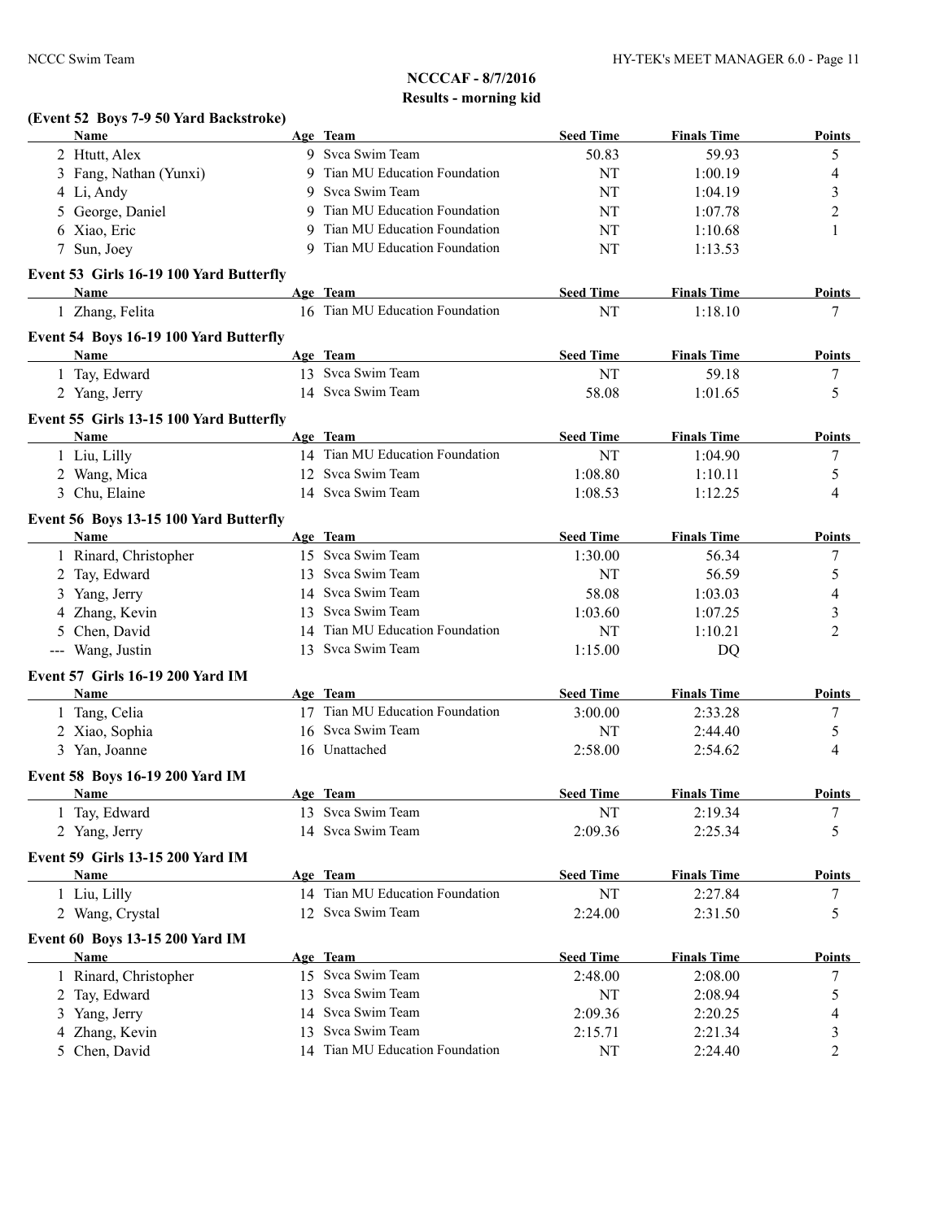## NCCCAF - 8/7/2016

### Results - morning kid

#### (Event 52 Boys 7-9 50 Yard Backstroke)

| | Name | Age | Team | Seed Time | Finals Time | Points |
|---|---|---|---|---|---|---|
| 2 | Htutt, Alex | 9 | Svca Swim Team | 50.83 | 59.93 | 5 |
| 3 | Fang, Nathan (Yunxi) | 9 | Tian MU Education Foundation | NT | 1:00.19 | 4 |
| 4 | Li, Andy | 9 | Svca Swim Team | NT | 1:04.19 | 3 |
| 5 | George, Daniel | 9 | Tian MU Education Foundation | NT | 1:07.78 | 2 |
| 6 | Xiao, Eric | 9 | Tian MU Education Foundation | NT | 1:10.68 | 1 |
| 7 | Sun, Joey | 9 | Tian MU Education Foundation | NT | 1:13.53 | |

#### Event 53 Girls 16-19 100 Yard Butterfly

| | Name | Age | Team | Seed Time | Finals Time | Points |
|---|---|---|---|---|---|---|
| 1 | Zhang, Felita | 16 | Tian MU Education Foundation | NT | 1:18.10 | 7 |

#### Event 54 Boys 16-19 100 Yard Butterfly

| | Name | Age | Team | Seed Time | Finals Time | Points |
|---|---|---|---|---|---|---|
| 1 | Tay, Edward | 13 | Svca Swim Team | NT | 59.18 | 7 |
| 2 | Yang, Jerry | 14 | Svca Swim Team | 58.08 | 1:01.65 | 5 |

#### Event 55 Girls 13-15 100 Yard Butterfly

| | Name | Age | Team | Seed Time | Finals Time | Points |
|---|---|---|---|---|---|---|
| 1 | Liu, Lilly | 14 | Tian MU Education Foundation | NT | 1:04.90 | 7 |
| 2 | Wang, Mica | 12 | Svca Swim Team | 1:08.80 | 1:10.11 | 5 |
| 3 | Chu, Elaine | 14 | Svca Swim Team | 1:08.53 | 1:12.25 | 4 |

#### Event 56 Boys 13-15 100 Yard Butterfly

| | Name | Age | Team | Seed Time | Finals Time | Points |
|---|---|---|---|---|---|---|
| 1 | Rinard, Christopher | 15 | Svca Swim Team | 1:30.00 | 56.34 | 7 |
| 2 | Tay, Edward | 13 | Svca Swim Team | NT | 56.59 | 5 |
| 3 | Yang, Jerry | 14 | Svca Swim Team | 58.08 | 1:03.03 | 4 |
| 4 | Zhang, Kevin | 13 | Svca Swim Team | 1:03.60 | 1:07.25 | 3 |
| 5 | Chen, David | 14 | Tian MU Education Foundation | NT | 1:10.21 | 2 |
| --- | Wang, Justin | 13 | Svca Swim Team | 1:15.00 | DQ | |

#### Event 57 Girls 16-19 200 Yard IM

| | Name | Age | Team | Seed Time | Finals Time | Points |
|---|---|---|---|---|---|---|
| 1 | Tang, Celia | 17 | Tian MU Education Foundation | 3:00.00 | 2:33.28 | 7 |
| 2 | Xiao, Sophia | 16 | Svca Swim Team | NT | 2:44.40 | 5 |
| 3 | Yan, Joanne | 16 | Unattached | 2:58.00 | 2:54.62 | 4 |

#### Event 58 Boys 16-19 200 Yard IM

| | Name | Age | Team | Seed Time | Finals Time | Points |
|---|---|---|---|---|---|---|
| 1 | Tay, Edward | 13 | Svca Swim Team | NT | 2:19.34 | 7 |
| 2 | Yang, Jerry | 14 | Svca Swim Team | 2:09.36 | 2:25.34 | 5 |

#### Event 59 Girls 13-15 200 Yard IM

| | Name | Age | Team | Seed Time | Finals Time | Points |
|---|---|---|---|---|---|---|
| 1 | Liu, Lilly | 14 | Tian MU Education Foundation | NT | 2:27.84 | 7 |
| 2 | Wang, Crystal | 12 | Svca Swim Team | 2:24.00 | 2:31.50 | 5 |

#### Event 60 Boys 13-15 200 Yard IM

| | Name | Age | Team | Seed Time | Finals Time | Points |
|---|---|---|---|---|---|---|
| 1 | Rinard, Christopher | 15 | Svca Swim Team | 2:48.00 | 2:08.00 | 7 |
| 2 | Tay, Edward | 13 | Svca Swim Team | NT | 2:08.94 | 5 |
| 3 | Yang, Jerry | 14 | Svca Swim Team | 2:09.36 | 2:20.25 | 4 |
| 4 | Zhang, Kevin | 13 | Svca Swim Team | 2:15.71 | 2:21.34 | 3 |
| 5 | Chen, David | 14 | Tian MU Education Foundation | NT | 2:24.40 | 2 |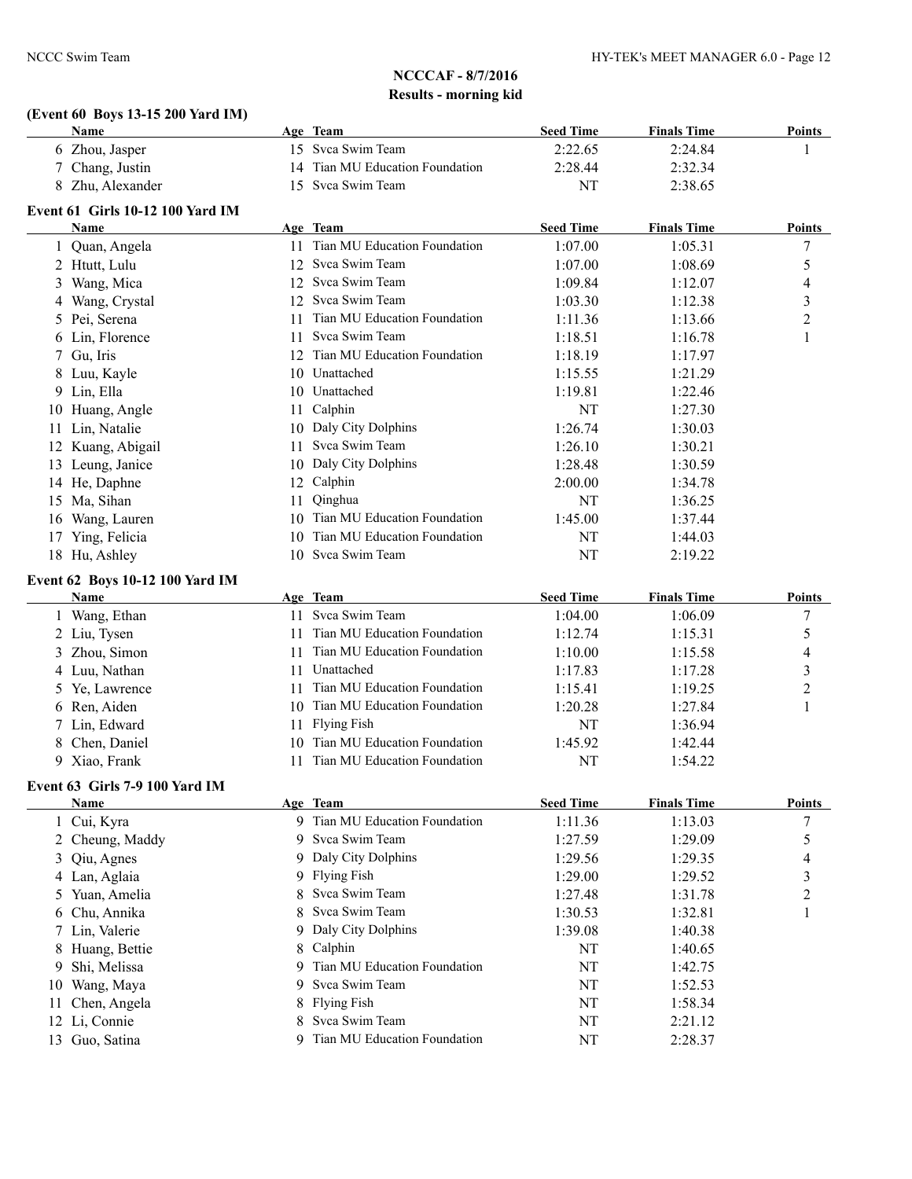## NCCCAF - 8/7/2016

### Results - morning kid

**(Event 60 Boys 13-15 200 Yard IM)**

| | Name | Age | Team | Seed Time | Finals Time | Points |
|---|---|---|---|---|---|---|
| 6 | Zhou, Jasper | 15 | Svca Swim Team | 2:22.65 | 2:24.84 | 1 |
| 7 | Chang, Justin | 14 | Tian MU Education Foundation | 2:28.44 | 2:32.34 | |
| 8 | Zhu, Alexander | 15 | Svca Swim Team | NT | 2:38.65 | |

**Event 61 Girls 10-12 100 Yard IM**

| | Name | Age | Team | Seed Time | Finals Time | Points |
|---|---|---|---|---|---|---|
| 1 | Quan, Angela | 11 | Tian MU Education Foundation | 1:07.00 | 1:05.31 | 7 |
| 2 | Htutt, Lulu | 12 | Svca Swim Team | 1:07.00 | 1:08.69 | 5 |
| 3 | Wang, Mica | 12 | Svca Swim Team | 1:09.84 | 1:12.07 | 4 |
| 4 | Wang, Crystal | 12 | Svca Swim Team | 1:03.30 | 1:12.38 | 3 |
| 5 | Pei, Serena | 11 | Tian MU Education Foundation | 1:11.36 | 1:13.66 | 2 |
| 6 | Lin, Florence | 11 | Svca Swim Team | 1:18.51 | 1:16.78 | 1 |
| 7 | Gu, Iris | 12 | Tian MU Education Foundation | 1:18.19 | 1:17.97 | |
| 8 | Luu, Kayle | 10 | Unattached | 1:15.55 | 1:21.29 | |
| 9 | Lin, Ella | 10 | Unattached | 1:19.81 | 1:22.46 | |
| 10 | Huang, Angle | 11 | Calphin | NT | 1:27.30 | |
| 11 | Lin, Natalie | 10 | Daly City Dolphins | 1:26.74 | 1:30.03 | |
| 12 | Kuang, Abigail | 11 | Svca Swim Team | 1:26.10 | 1:30.21 | |
| 13 | Leung, Janice | 10 | Daly City Dolphins | 1:28.48 | 1:30.59 | |
| 14 | He, Daphne | 12 | Calphin | 2:00.00 | 1:34.78 | |
| 15 | Ma, Sihan | 11 | Qinghua | NT | 1:36.25 | |
| 16 | Wang, Lauren | 10 | Tian MU Education Foundation | 1:45.00 | 1:37.44 | |
| 17 | Ying, Felicia | 10 | Tian MU Education Foundation | NT | 1:44.03 | |
| 18 | Hu, Ashley | 10 | Svca Swim Team | NT | 2:19.22 | |

**Event 62 Boys 10-12 100 Yard IM**

| | Name | Age | Team | Seed Time | Finals Time | Points |
|---|---|---|---|---|---|---|
| 1 | Wang, Ethan | 11 | Svca Swim Team | 1:04.00 | 1:06.09 | 7 |
| 2 | Liu, Tysen | 11 | Tian MU Education Foundation | 1:12.74 | 1:15.31 | 5 |
| 3 | Zhou, Simon | 11 | Tian MU Education Foundation | 1:10.00 | 1:15.58 | 4 |
| 4 | Luu, Nathan | 11 | Unattached | 1:17.83 | 1:17.28 | 3 |
| 5 | Ye, Lawrence | 11 | Tian MU Education Foundation | 1:15.41 | 1:19.25 | 2 |
| 6 | Ren, Aiden | 10 | Tian MU Education Foundation | 1:20.28 | 1:27.84 | 1 |
| 7 | Lin, Edward | 11 | Flying Fish | NT | 1:36.94 | |
| 8 | Chen, Daniel | 10 | Tian MU Education Foundation | 1:45.92 | 1:42.44 | |
| 9 | Xiao, Frank | 11 | Tian MU Education Foundation | NT | 1:54.22 | |

**Event 63 Girls 7-9 100 Yard IM**

| | Name | Age | Team | Seed Time | Finals Time | Points |
|---|---|---|---|---|---|---|
| 1 | Cui, Kyra | 9 | Tian MU Education Foundation | 1:11.36 | 1:13.03 | 7 |
| 2 | Cheung, Maddy | 9 | Svca Swim Team | 1:27.59 | 1:29.09 | 5 |
| 3 | Qiu, Agnes | 9 | Daly City Dolphins | 1:29.56 | 1:29.35 | 4 |
| 4 | Lan, Aglaia | 9 | Flying Fish | 1:29.00 | 1:29.52 | 3 |
| 5 | Yuan, Amelia | 8 | Svca Swim Team | 1:27.48 | 1:31.78 | 2 |
| 6 | Chu, Annika | 8 | Svca Swim Team | 1:30.53 | 1:32.81 | 1 |
| 7 | Lin, Valerie | 9 | Daly City Dolphins | 1:39.08 | 1:40.38 | |
| 8 | Huang, Bettie | 8 | Calphin | NT | 1:40.65 | |
| 9 | Shi, Melissa | 9 | Tian MU Education Foundation | NT | 1:42.75 | |
| 10 | Wang, Maya | 9 | Svca Swim Team | NT | 1:52.53 | |
| 11 | Chen, Angela | 8 | Flying Fish | NT | 1:58.34 | |
| 12 | Li, Connie | 8 | Svca Swim Team | NT | 2:21.12 | |
| 13 | Guo, Satina | 9 | Tian MU Education Foundation | NT | 2:28.37 | |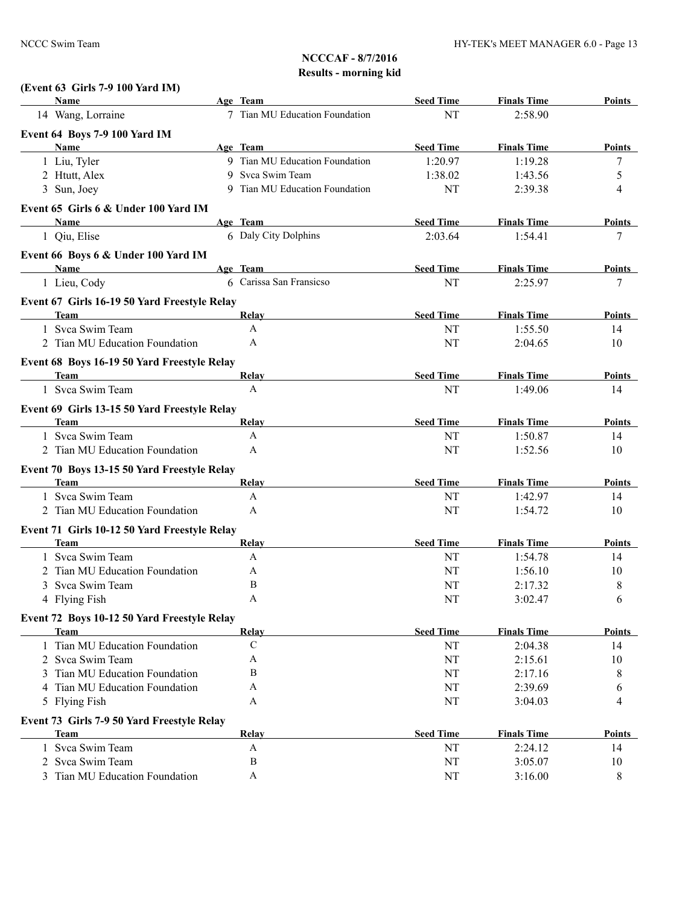**NCCCAF - 8/7/2016**

**Results - morning kid**

**(Event 63 Girls 7-9 100 Yard IM)**

| Name | Age | Team | Seed Time | Finals Time | Points |
|---|---|---|---|---|---|
| 14 Wang, Lorraine | 7 | Tian MU Education Foundation | NT | 2:58.90 | |

**Event 64 Boys 7-9 100 Yard IM**

| Name | Age | Team | Seed Time | Finals Time | Points |
|---|---|---|---|---|---|
| 1 Liu, Tyler | 9 | Tian MU Education Foundation | 1:20.97 | 1:19.28 | 7 |
| 2 Htutt, Alex | 9 | Svca Swim Team | 1:38.02 | 1:43.56 | 5 |
| 3 Sun, Joey | 9 | Tian MU Education Foundation | NT | 2:39.38 | 4 |

**Event 65 Girls 6 & Under 100 Yard IM**

| Name | Age | Team | Seed Time | Finals Time | Points |
|---|---|---|---|---|---|
| 1 Qiu, Elise | 6 | Daly City Dolphins | 2:03.64 | 1:54.41 | 7 |

**Event 66 Boys 6 & Under 100 Yard IM**

| Name | Age | Team | Seed Time | Finals Time | Points |
|---|---|---|---|---|---|
| 1 Lieu, Cody | 6 | Carissa San Fransicso | NT | 2:25.97 | 7 |

**Event 67 Girls 16-19 50 Yard Freestyle Relay**

| Team | Relay | Seed Time | Finals Time | Points |
|---|---|---|---|---|
| 1 Svca Swim Team | A | NT | 1:55.50 | 14 |
| 2 Tian MU Education Foundation | A | NT | 2:04.65 | 10 |

**Event 68 Boys 16-19 50 Yard Freestyle Relay**

| Team | Relay | Seed Time | Finals Time | Points |
|---|---|---|---|---|
| 1 Svca Swim Team | A | NT | 1:49.06 | 14 |

**Event 69 Girls 13-15 50 Yard Freestyle Relay**

| Team | Relay | Seed Time | Finals Time | Points |
|---|---|---|---|---|
| 1 Svca Swim Team | A | NT | 1:50.87 | 14 |
| 2 Tian MU Education Foundation | A | NT | 1:52.56 | 10 |

**Event 70 Boys 13-15 50 Yard Freestyle Relay**

| Team | Relay | Seed Time | Finals Time | Points |
|---|---|---|---|---|
| 1 Svca Swim Team | A | NT | 1:42.97 | 14 |
| 2 Tian MU Education Foundation | A | NT | 1:54.72 | 10 |

**Event 71 Girls 10-12 50 Yard Freestyle Relay**

| Team | Relay | Seed Time | Finals Time | Points |
|---|---|---|---|---|
| 1 Svca Swim Team | A | NT | 1:54.78 | 14 |
| 2 Tian MU Education Foundation | A | NT | 1:56.10 | 10 |
| 3 Svca Swim Team | B | NT | 2:17.32 | 8 |
| 4 Flying Fish | A | NT | 3:02.47 | 6 |

**Event 72 Boys 10-12 50 Yard Freestyle Relay**

| Team | Relay | Seed Time | Finals Time | Points |
|---|---|---|---|---|
| 1 Tian MU Education Foundation | C | NT | 2:04.38 | 14 |
| 2 Svca Swim Team | A | NT | 2:15.61 | 10 |
| 3 Tian MU Education Foundation | B | NT | 2:17.16 | 8 |
| 4 Tian MU Education Foundation | A | NT | 2:39.69 | 6 |
| 5 Flying Fish | A | NT | 3:04.03 | 4 |

**Event 73 Girls 7-9 50 Yard Freestyle Relay**

| Team | Relay | Seed Time | Finals Time | Points |
|---|---|---|---|---|
| 1 Svca Swim Team | A | NT | 2:24.12 | 14 |
| 2 Svca Swim Team | B | NT | 3:05.07 | 10 |
| 3 Tian MU Education Foundation | A | NT | 3:16.00 | 8 |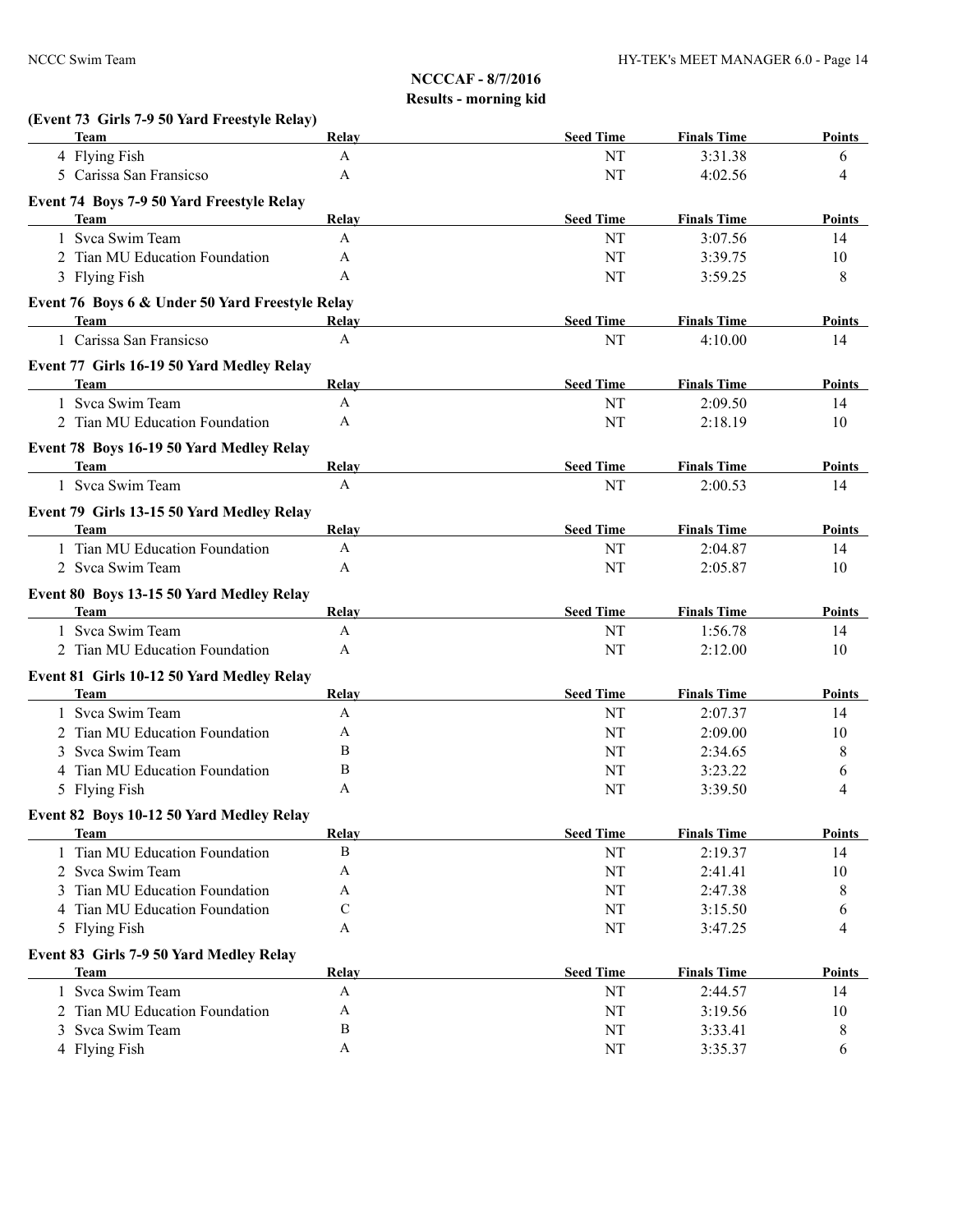**NCCCAF - 8/7/2016**
**Results - morning kid**

**(Event 73 Girls 7-9 50 Yard Freestyle Relay)**

| Team | Relay | Seed Time | Finals Time | Points |
|---|---|---|---|---|
| 4 Flying Fish | A | NT | 3:31.38 | 6 |
| 5 Carissa San Fransicso | A | NT | 4:02.56 | 4 |

**Event 74 Boys 7-9 50 Yard Freestyle Relay**

| Team | Relay | Seed Time | Finals Time | Points |
|---|---|---|---|---|
| 1 Svca Swim Team | A | NT | 3:07.56 | 14 |
| 2 Tian MU Education Foundation | A | NT | 3:39.75 | 10 |
| 3 Flying Fish | A | NT | 3:59.25 | 8 |

**Event 76 Boys 6 & Under 50 Yard Freestyle Relay**

| Team | Relay | Seed Time | Finals Time | Points |
|---|---|---|---|---|
| 1 Carissa San Fransicso | A | NT | 4:10.00 | 14 |

**Event 77 Girls 16-19 50 Yard Medley Relay**

| Team | Relay | Seed Time | Finals Time | Points |
|---|---|---|---|---|
| 1 Svca Swim Team | A | NT | 2:09.50 | 14 |
| 2 Tian MU Education Foundation | A | NT | 2:18.19 | 10 |

**Event 78 Boys 16-19 50 Yard Medley Relay**

| Team | Relay | Seed Time | Finals Time | Points |
|---|---|---|---|---|
| 1 Svca Swim Team | A | NT | 2:00.53 | 14 |

**Event 79 Girls 13-15 50 Yard Medley Relay**

| Team | Relay | Seed Time | Finals Time | Points |
|---|---|---|---|---|
| 1 Tian MU Education Foundation | A | NT | 2:04.87 | 14 |
| 2 Svca Swim Team | A | NT | 2:05.87 | 10 |

**Event 80 Boys 13-15 50 Yard Medley Relay**

| Team | Relay | Seed Time | Finals Time | Points |
|---|---|---|---|---|
| 1 Svca Swim Team | A | NT | 1:56.78 | 14 |
| 2 Tian MU Education Foundation | A | NT | 2:12.00 | 10 |

**Event 81 Girls 10-12 50 Yard Medley Relay**

| Team | Relay | Seed Time | Finals Time | Points |
|---|---|---|---|---|
| 1 Svca Swim Team | A | NT | 2:07.37 | 14 |
| 2 Tian MU Education Foundation | A | NT | 2:09.00 | 10 |
| 3 Svca Swim Team | B | NT | 2:34.65 | 8 |
| 4 Tian MU Education Foundation | B | NT | 3:23.22 | 6 |
| 5 Flying Fish | A | NT | 3:39.50 | 4 |

**Event 82 Boys 10-12 50 Yard Medley Relay**

| Team | Relay | Seed Time | Finals Time | Points |
|---|---|---|---|---|
| 1 Tian MU Education Foundation | B | NT | 2:19.37 | 14 |
| 2 Svca Swim Team | A | NT | 2:41.41 | 10 |
| 3 Tian MU Education Foundation | A | NT | 2:47.38 | 8 |
| 4 Tian MU Education Foundation | C | NT | 3:15.50 | 6 |
| 5 Flying Fish | A | NT | 3:47.25 | 4 |

**Event 83 Girls 7-9 50 Yard Medley Relay**

| Team | Relay | Seed Time | Finals Time | Points |
|---|---|---|---|---|
| 1 Svca Swim Team | A | NT | 2:44.57 | 14 |
| 2 Tian MU Education Foundation | A | NT | 3:19.56 | 10 |
| 3 Svca Swim Team | B | NT | 3:33.41 | 8 |
| 4 Flying Fish | A | NT | 3:35.37 | 6 |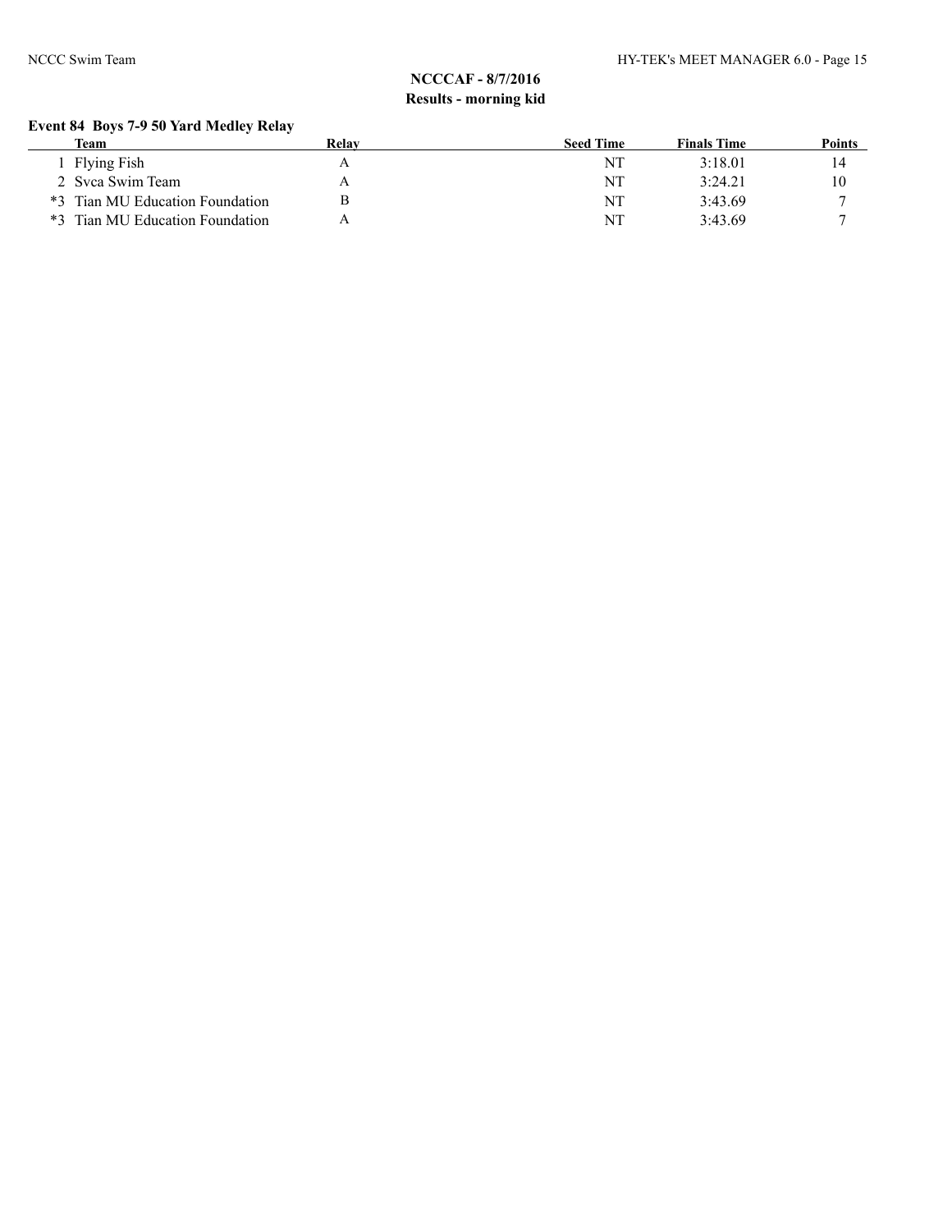**NCCCAF - 8/7/2016**
**Results - morning kid**

### Event 84 Boys 7-9 50 Yard Medley Relay

| | Team | Relay | Seed Time | Finals Time | Points |
|---|---|---|---|---|---|
| 1 | Flying Fish | A | NT | 3:18.01 | 14 |
| 2 | Svca Swim Team | A | NT | 3:24.21 | 10 |
| *3 | Tian MU Education Foundation | B | NT | 3:43.69 | 7 |
| *3 | Tian MU Education Foundation | A | NT | 3:43.69 | 7 |